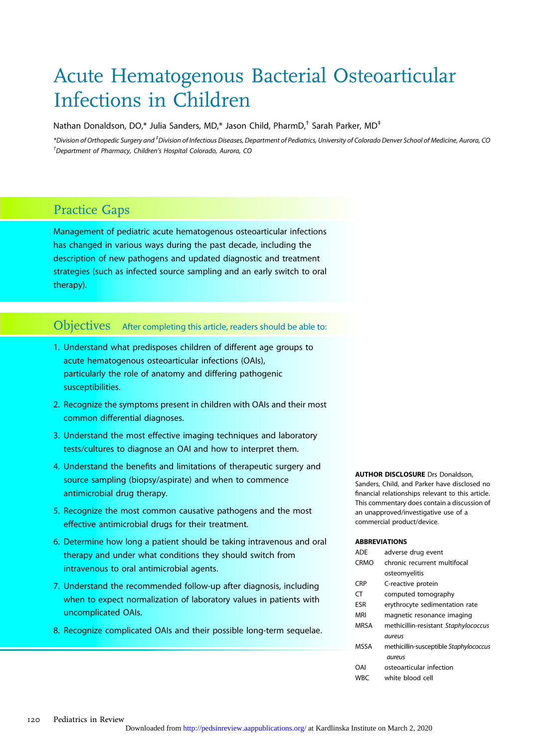# Acute Hematogenous Bacterial Osteoarticular Infections in Children

Nathan Donaldson, DO,* Julia Sanders, MD,* Jason Child, PharmD,[†] Sarah Parker, MD[‡]

*Division of Orthopedic Surgery and [‡]Division of Infectious Diseases, Department of Pediatrics, University of Colorado Denver School of Medicine, Aurora, CO
[†]Department of Pharmacy, Children's Hospital Colorado, Aurora, CO

## Practice Gaps

Management of pediatric acute hematogenous osteoarticular infections has changed in various ways during the past decade, including the description of new pathogens and updated diagnostic and treatment strategies (such as infected source sampling and an early switch to oral therapy).

## Objectives

After completing this article, readers should be able to:

1. Understand what predisposes children of different age groups to acute hematogenous osteoarticular infections (OAIs), particularly the role of anatomy and differing pathogenic susceptibilities.
2. Recognize the symptoms present in children with OAIs and their most common differential diagnoses.
3. Understand the most effective imaging techniques and laboratory tests/cultures to diagnose an OAI and how to interpret them.
4. Understand the benefits and limitations of therapeutic surgery and source sampling (biopsy/aspirate) and when to commence antimicrobial drug therapy.
5. Recognize the most common causative pathogens and the most effective antimicrobial drugs for their treatment.
6. Determine how long a patient should be taking intravenous and oral therapy and under what conditions they should switch from intravenous to oral antimicrobial agents.
7. Understand the recommended follow-up after diagnosis, including when to expect normalization of laboratory values in patients with uncomplicated OAIs.
8. Recognize complicated OAIs and their possible long-term sequelae.

**AUTHOR DISCLOSURE** Drs Donaldson, Sanders, Child, and Parker have disclosed no financial relationships relevant to this article. This commentary does contain a discussion of an unapproved/investigative use of a commercial product/device.

**ABBREVIATIONS**

| | |
|---|---|
| ADE | adverse drug event |
| CRMO | chronic recurrent multifocal osteomyelitis |
| CRP | C-reactive protein |
| CT | computed tomography |
| ESR | erythrocyte sedimentation rate |
| MRI | magnetic resonance imaging |
| MRSA | methicillin-resistant *Staphylococcus aureus* |
| MSSA | methicillin-susceptible *Staphylococcus aureus* |
| OAI | osteoarticular infection |
| WBC | white blood cell |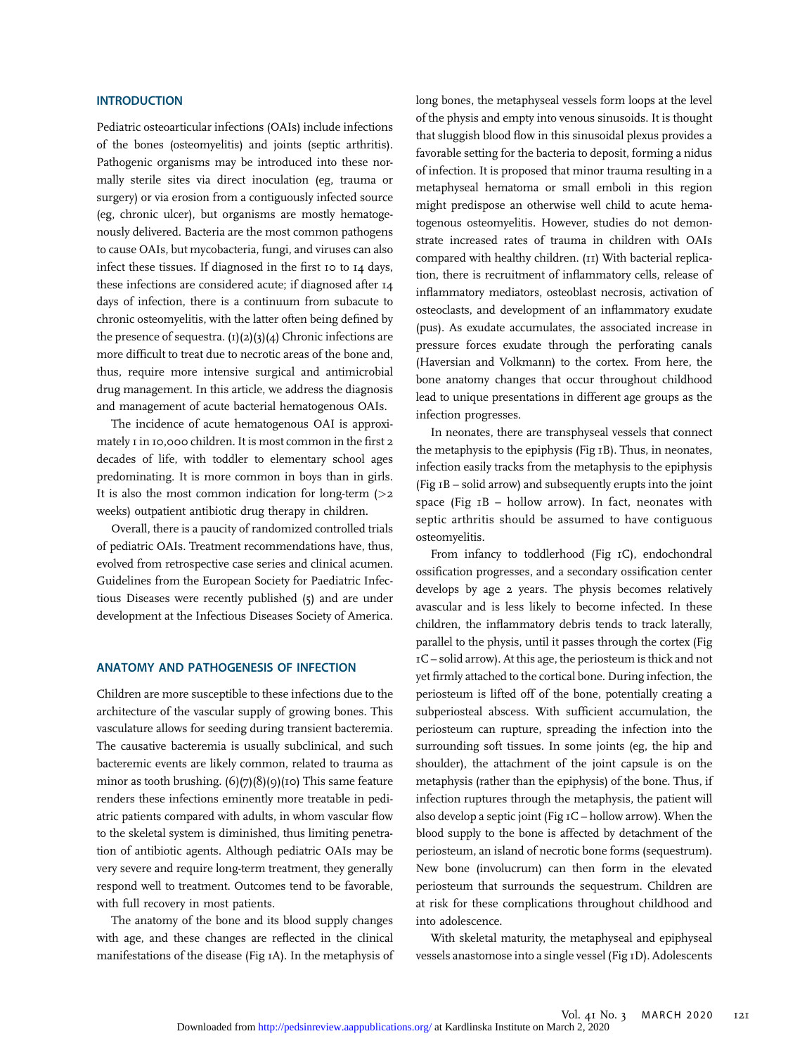## INTRODUCTION

Pediatric osteoarticular infections (OAIs) include infections of the bones (osteomyelitis) and joints (septic arthritis). Pathogenic organisms may be introduced into these normally sterile sites via direct inoculation (eg, trauma or surgery) or via erosion from a contiguously infected source (eg, chronic ulcer), but organisms are mostly hematogenously delivered. Bacteria are the most common pathogens to cause OAIs, but mycobacteria, fungi, and viruses can also infect these tissues. If diagnosed in the first 10 to 14 days, these infections are considered acute; if diagnosed after 14 days of infection, there is a continuum from subacute to chronic osteomyelitis, with the latter often being defined by the presence of sequestra. (1)(2)(3)(4) Chronic infections are more difficult to treat due to necrotic areas of the bone and, thus, require more intensive surgical and antimicrobial drug management. In this article, we address the diagnosis and management of acute bacterial hematogenous OAIs.

The incidence of acute hematogenous OAI is approximately 1 in 10,000 children. It is most common in the first 2 decades of life, with toddler to elementary school ages predominating. It is more common in boys than in girls. It is also the most common indication for long-term (>2 weeks) outpatient antibiotic drug therapy in children.

Overall, there is a paucity of randomized controlled trials of pediatric OAIs. Treatment recommendations have, thus, evolved from retrospective case series and clinical acumen. Guidelines from the European Society for Paediatric Infectious Diseases were recently published (5) and are under development at the Infectious Diseases Society of America.

## ANATOMY AND PATHOGENESIS OF INFECTION

Children are more susceptible to these infections due to the architecture of the vascular supply of growing bones. This vasculature allows for seeding during transient bacteremias. The causative bacteremia is usually subclinical, and such bacteremic events are likely common, related to trauma as minor as tooth brushing. (6)(7)(8)(9)(10) This same feature renders these infections eminently more treatable in pediatric patients compared with adults, in whom vascular flow to the skeletal system is diminished, thus limiting penetration of antibiotic agents. Although pediatric OAIs may be very severe and require long-term treatment, they generally respond well to treatment. Outcomes tend to be favorable, with full recovery in most patients.

The anatomy of the bone and its blood supply changes with age, and these changes are reflected in the clinical manifestations of the disease (Fig 1A). In the metaphysis of long bones, the metaphyseal vessels form loops at the level of the physis and empty into venous sinusoids. It is thought that sluggish blood flow in this sinusoidal plexus provides a favorable setting for the bacteria to deposit, forming a nidus of infection. It is proposed that minor trauma resulting in a metaphyseal hematoma or small emboli in this region might predispose an otherwise well child to acute hematogenous osteomyelitis. However, studies do not demonstrate increased rates of trauma in children with OAIs compared with healthy children. (11) With bacterial replication, there is recruitment of inflammatory cells, release of inflammatory mediators, osteoblast necrosis, activation of osteoclasts, and development of an inflammatory exudate (pus). As exudate accumulates, the associated increase in pressure forces exudate through the perforating canals (Haversian and Volkmann) to the cortex. From here, the bone anatomy changes that occur throughout childhood lead to unique presentations in different age groups as the infection progresses.

In neonates, there are transphyseal vessels that connect the metaphysis to the epiphysis (Fig 1B). Thus, in neonates, infection easily tracks from the metaphysis to the epiphysis (Fig 1B – solid arrow) and subsequently erupts into the joint space (Fig 1B – hollow arrow). In fact, neonates with septic arthritis should be assumed to have contiguous osteomyelitis.

From infancy to toddlerhood (Fig 1C), endochondral ossification progresses, and a secondary ossification center develops by age 2 years. The physis becomes relatively avascular and is less likely to become infected. In these children, the inflammatory debris tends to track laterally, parallel to the physis, until it passes through the cortex (Fig 1C – solid arrow). At this age, the periosteum is thick and not yet firmly attached to the cortical bone. During infection, the periosteum is lifted off of the bone, potentially creating a subperiosteal abscess. With sufficient accumulation, the periosteum can rupture, spreading the infection into the surrounding soft tissues. In some joints (eg, the hip and shoulder), the attachment of the joint capsule is on the metaphysis (rather than the epiphysis) of the bone. Thus, if infection ruptures through the metaphysis, the patient will also develop a septic joint (Fig 1C – hollow arrow). When the blood supply to the bone is affected by detachment of the periosteum, an island of necrotic bone forms (sequestrum). New bone (involucrum) can then form in the elevated periosteum that surrounds the sequestrum. Children are at risk for these complications throughout childhood and into adolescence.

With skeletal maturity, the metaphyseal and epiphyseal vessels anastomose into a single vessel (Fig 1D). Adolescents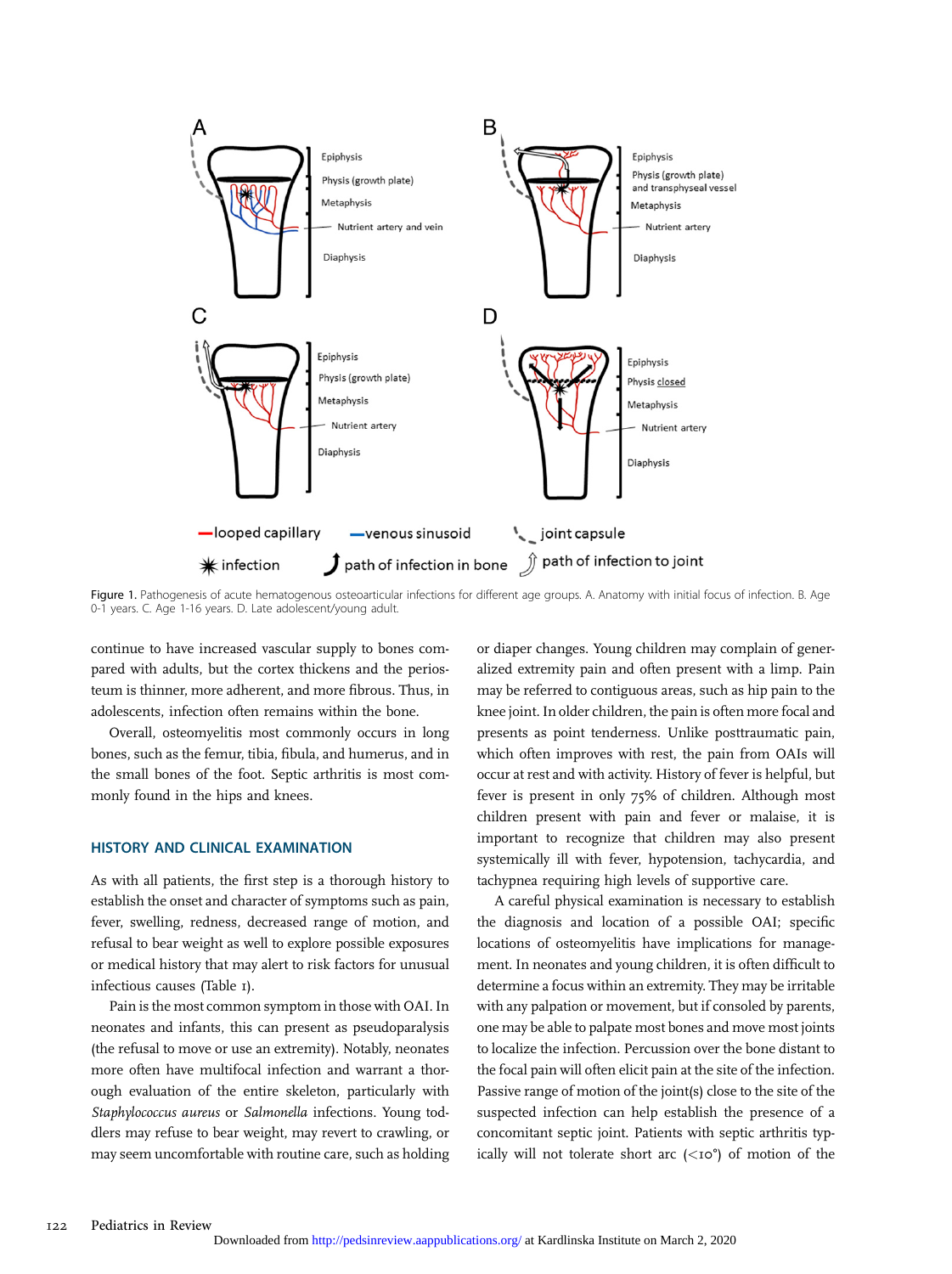Figure 1. Pathogenesis of acute hematogenous osteoarticular infections for different age groups. A. Anatomy with initial focus of infection. B. Age 0-1 years. C. Age 1-16 years. D. Late adolescent/young adult.

continue to have increased vascular supply to bones compared with adults, but the cortex thickens and the periosteum is thinner, more adherent, and more fibrous. Thus, in adolescents, infection often remains within the bone.

Overall, osteomyelitis most commonly occurs in long bones, such as the femur, tibia, fibula, and humerus, and in the small bones of the foot. Septic arthritis is most commonly found in the hips and knees.

## HISTORY AND CLINICAL EXAMINATION

As with all patients, the first step is a thorough history to establish the onset and character of symptoms such as pain, fever, swelling, redness, decreased range of motion, and refusal to bear weight as well to explore possible exposures or medical history that may alert to risk factors for unusual infectious causes (Table 1).

Pain is the most common symptom in those with OAI. In neonates and infants, this can present as pseudoparalysis (the refusal to move or use an extremity). Notably, neonates more often have multifocal infection and warrant a thorough evaluation of the entire skeleton, particularly with *Staphylococcus aureus* or *Salmonella* infections. Young toddlers may refuse to bear weight, may revert to crawling, or may seem uncomfortable with routine care, such as holding or diaper changes. Young children may complain of generalized extremity pain and often present with a limp. Pain may be referred to contiguous areas, such as hip pain to the knee joint. In older children, the pain is often more focal and presents as point tenderness. Unlike posttraumatic pain, which often improves with rest, the pain from OAIs will occur at rest and with activity. History of fever is helpful, but fever is present in only 75% of children. Although most children present with pain and fever or malaise, it is important to recognize that children may also present systemically ill with fever, hypotension, tachycardia, and tachypnea requiring high levels of supportive care.

A careful physical examination is necessary to establish the diagnosis and location of a possible OAI; specific locations of osteomyelitis have implications for management. In neonates and young children, it is often difficult to determine a focus within an extremity. They may be irritable with any palpation or movement, but if consoled by parents, one may be able to palpate most bones and move most joints to localize the infection. Percussion over the bone distant to the focal pain will often elicit pain at the site of the infection. Passive range of motion of the joint(s) close to the site of the suspected infection can help establish the presence of a concomitant septic joint. Patients with septic arthritis typically will not tolerate short arc (<10°) of motion of the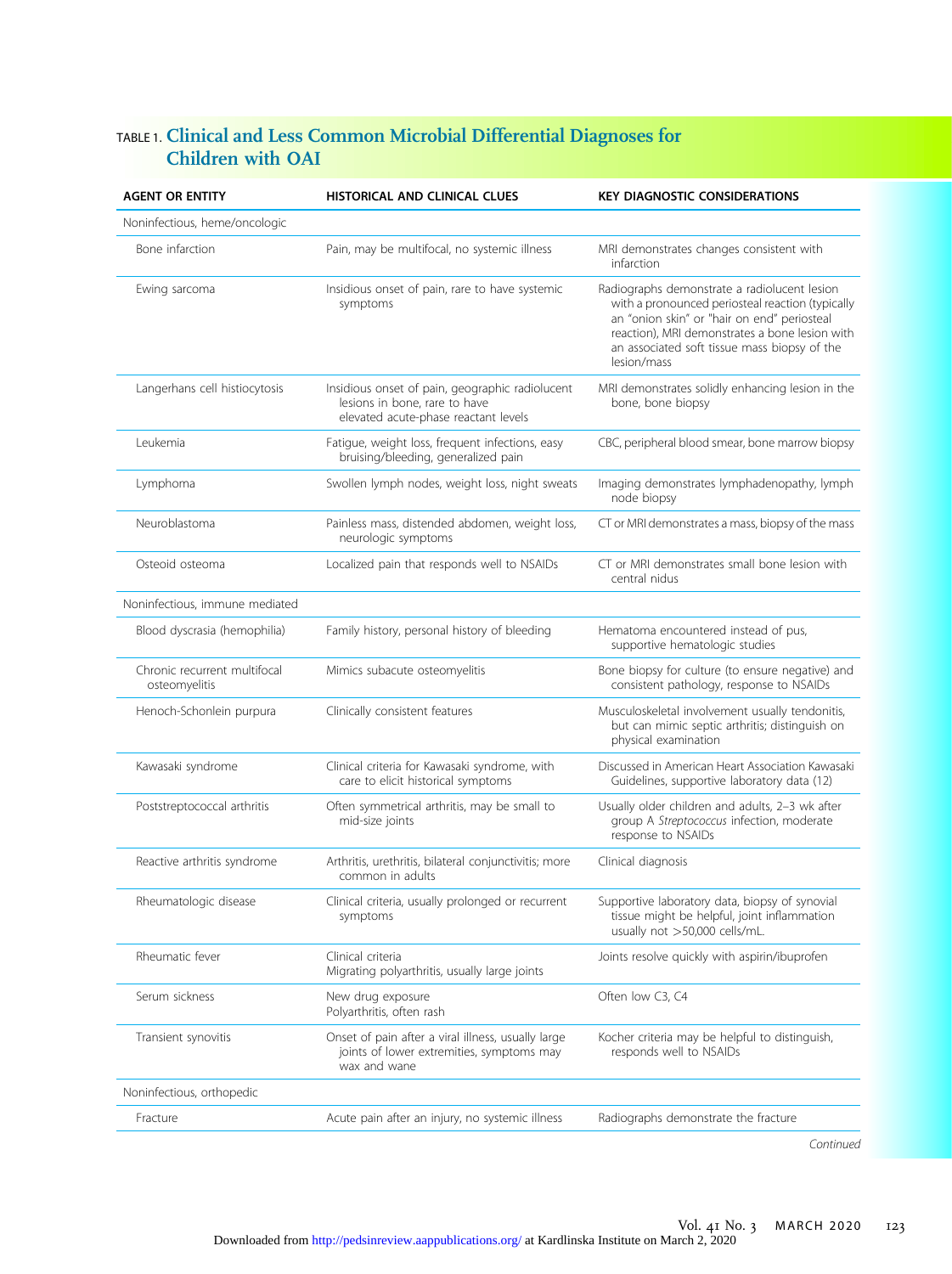TABLE 1. **Clinical and Less Common Microbial Differential Diagnoses for Children with OAI**

| AGENT OR ENTITY | HISTORICAL AND CLINICAL CLUES | KEY DIAGNOSTIC CONSIDERATIONS |
|---|---|---|
| Noninfectious, heme/oncologic | | |
| Bone infarction | Pain, may be multifocal, no systemic illness | MRI demonstrates changes consistent with infarction |
| Ewing sarcoma | Insidious onset of pain, rare to have systemic symptoms | Radiographs demonstrate a radiolucent lesion with a pronounced periosteal reaction (typically an "onion skin" or "hair on end" periosteal reaction), MRI demonstrates a bone lesion with an associated soft tissue mass biopsy of the lesion/mass |
| Langerhans cell histiocytosis | Insidious onset of pain, geographic radiolucent lesions in bone, rare to have elevated acute-phase reactant levels | MRI demonstrates solidly enhancing lesion in the bone, bone biopsy |
| Leukemia | Fatigue, weight loss, frequent infections, easy bruising/bleeding, generalized pain | CBC, peripheral blood smear, bone marrow biopsy |
| Lymphoma | Swollen lymph nodes, weight loss, night sweats | Imaging demonstrates lymphadenopathy, lymph node biopsy |
| Neuroblastoma | Painless mass, distended abdomen, weight loss, neurologic symptoms | CT or MRI demonstrates a mass, biopsy of the mass |
| Osteoid osteoma | Localized pain that responds well to NSAIDs | CT or MRI demonstrates small bone lesion with central nidus |
| Noninfectious, immune mediated | | |
| Blood dyscrasia (hemophilia) | Family history, personal history of bleeding | Hematoma encountered instead of pus, supportive hematologic studies |
| Chronic recurrent multifocal osteomyelitis | Mimics subacute osteomyelitis | Bone biopsy for culture (to ensure negative) and consistent pathology, response to NSAIDs |
| Henoch-Schonlein purpura | Clinically consistent features | Musculoskeletal involvement usually tendonitis, but can mimic septic arthritis; distinguish on physical examination |
| Kawasaki syndrome | Clinical criteria for Kawasaki syndrome, with care to elicit historical symptoms | Discussed in American Heart Association Kawasaki Guidelines, supportive laboratory data (12) |
| Poststreptococcal arthritis | Often symmetrical arthritis, may be small to mid-size joints | Usually older children and adults, 2–3 wk after group A *Streptococcus* infection, moderate response to NSAIDs |
| Reactive arthritis syndrome | Arthritis, urethritis, bilateral conjunctivitis; more common in adults | Clinical diagnosis |
| Rheumatologic disease | Clinical criteria, usually prolonged or recurrent symptoms | Supportive laboratory data, biopsy of synovial tissue might be helpful, joint inflammation usually not >50,000 cells/mL. |
| Rheumatic fever | Clinical criteria<br>Migrating polyarthritis, usually large joints | Joints resolve quickly with aspirin/ibuprofen |
| Serum sickness | New drug exposure<br>Polyarthritis, often rash | Often low C3, C4 |
| Transient synovitis | Onset of pain after a viral illness, usually large joints of lower extremities, symptoms may wax and wane | Kocher criteria may be helpful to distinguish, responds well to NSAIDs |
| Noninfectious, orthopedic | | |
| Fracture | Acute pain after an injury, no systemic illness | Radiographs demonstrate the fracture |

*Continued*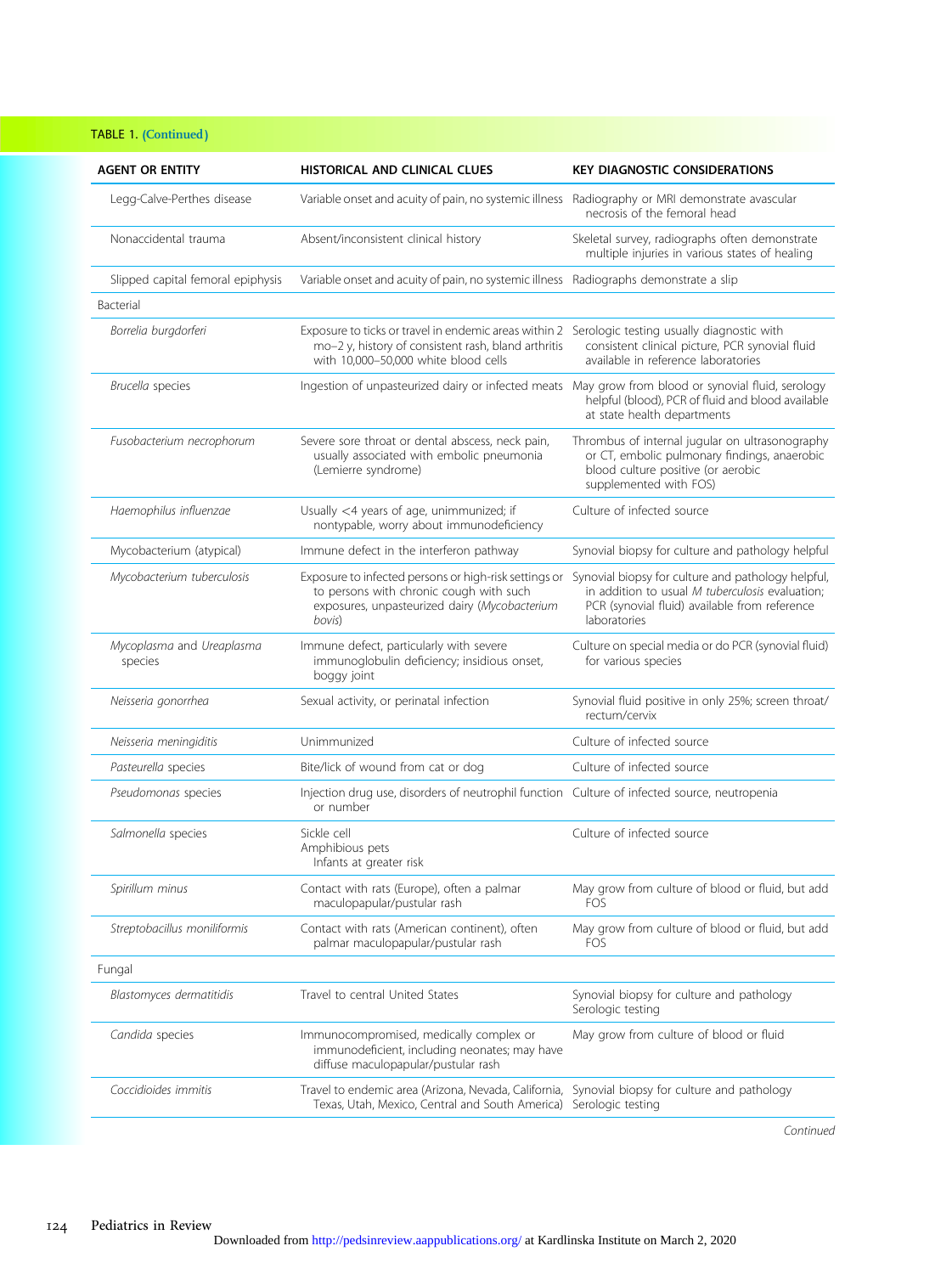TABLE 1. (Continued)

| AGENT OR ENTITY | HISTORICAL AND CLINICAL CLUES | KEY DIAGNOSTIC CONSIDERATIONS |
|---|---|---|
| Legg-Calve-Perthes disease | Variable onset and acuity of pain, no systemic illness | Radiography or MRI demonstrate avascular necrosis of the femoral head |
| Nonaccidental trauma | Absent/inconsistent clinical history | Skeletal survey, radiographs often demonstrate multiple injuries in various states of healing |
| Slipped capital femoral epiphysis | Variable onset and acuity of pain, no systemic illness | Radiographs demonstrate a slip |
| Bacterial | | |
| *Borrelia burgdorferi* | Exposure to ticks or travel in endemic areas within 2 mo–2 y, history of consistent rash, bland arthritis with 10,000–50,000 white blood cells | Serologic testing usually diagnostic with consistent clinical picture, PCR synovial fluid available in reference laboratories |
| *Brucella* species | Ingestion of unpasteurized dairy or infected meats | May grow from blood or synovial fluid, serology helpful (blood), PCR of fluid and blood available at state health departments |
| *Fusobacterium necrophorum* | Severe sore throat or dental abscess, neck pain, usually associated with embolic pneumonia (Lemierre syndrome) | Thrombus of internal jugular on ultrasonography or CT, embolic pulmonary findings, anaerobic blood culture positive (or aerobic supplemented with FOS) |
| *Haemophilus influenzae* | Usually <4 years of age, unimmunized; if nontypable, worry about immunodeficiency | Culture of infected source |
| Mycobacterium (atypical) | Immune defect in the interferon pathway | Synovial biopsy for culture and pathology helpful |
| *Mycobacterium tuberculosis* | Exposure to infected persons or high-risk settings or to persons with chronic cough with such exposures, unpasteurized dairy (*Mycobacterium bovis*) | Synovial biopsy for culture and pathology helpful, in addition to usual *M tuberculosis* evaluation; PCR (synovial fluid) available from reference laboratories |
| *Mycoplasma* and *Ureaplasma* species | Immune defect, particularly with severe immunoglobulin deficiency; insidious onset, boggy joint | Culture on special media or do PCR (synovial fluid) for various species |
| *Neisseria gonorrhea* | Sexual activity, or perinatal infection | Synovial fluid positive in only 25%; screen throat/rectum/cervix |
| *Neisseria meningiditis* | Unimmunized | Culture of infected source |
| *Pasteurella* species | Bite/lick of wound from cat or dog | Culture of infected source |
| *Pseudomonas* species | Injection drug use, disorders of neutrophil function or number | Culture of infected source, neutropenia |
| *Salmonella* species | Sickle cell<br>Amphibious pets<br>Infants at greater risk | Culture of infected source |
| *Spirillum minus* | Contact with rats (Europe), often a palmar maculopapular/pustular rash | May grow from culture of blood or fluid, but add FOS |
| *Streptobacillus moniliformis* | Contact with rats (American continent), often palmar maculopapular/pustular rash | May grow from culture of blood or fluid, but add FOS |
| Fungal | | |
| *Blastomyces dermatitidis* | Travel to central United States | Synovial biopsy for culture and pathology<br>Serologic testing |
| *Candida* species | Immunocompromised, medically complex or immunodeficient, including neonates; may have diffuse maculopapular/pustular rash | May grow from culture of blood or fluid |
| *Coccidioides immitis* | Travel to endemic area (Arizona, Nevada, California, Texas, Utah, Mexico, Central and South America) | Synovial biopsy for culture and pathology<br>Serologic testing |

*Continued*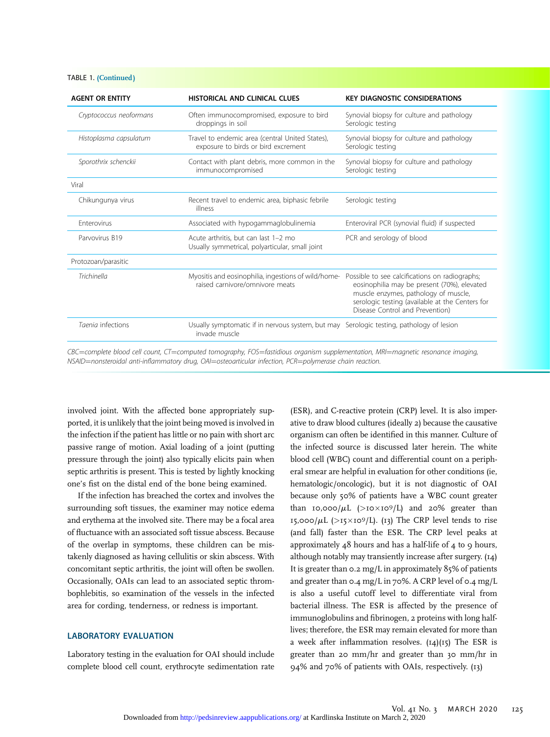TABLE 1. (Continued)

| AGENT OR ENTITY | HISTORICAL AND CLINICAL CLUES | KEY DIAGNOSTIC CONSIDERATIONS |
|---|---|---|
| *Cryptococcus neoformans* | Often immunocompromised, exposure to bird droppings in soil | Synovial biopsy for culture and pathology<br>Serologic testing |
| *Histoplasma capsulatum* | Travel to endemic area (central United States), exposure to birds or bird excrement | Synovial biopsy for culture and pathology<br>Serologic testing |
| *Sporothrix schenckii* | Contact with plant debris, more common in the immunocompromised | Synovial biopsy for culture and pathology<br>Serologic testing |
| Viral | | |
| Chikungunya virus | Recent travel to endemic area, biphasic febrile illness | Serologic testing |
| Enterovirus | Associated with hypogammaglobulinemia | Enteroviral PCR (synovial fluid) if suspected |
| Parvovirus B19 | Acute arthritis, but can last 1–2 mo<br>Usually symmetrical, polyarticular, small joint | PCR and serology of blood |
| Protozoan/parasitic | | |
| *Trichinella* | Myositis and eosinophilia, ingestions of wild/home-raised carnivore/omnivore meats | Possible to see calcifications on radiographs; eosinophilia may be present (70%), elevated muscle enzymes, pathology of muscle, serologic testing (available at the Centers for Disease Control and Prevention) |
| *Taenia* infections | Usually symptomatic if in nervous system, but may invade muscle | Serologic testing, pathology of lesion |

*CBC=complete blood cell count, CT=computed tomography, FOS=fastidious organism supplementation, MRI=magnetic resonance imaging, NSAID=nonsteroidal anti-inflammatory drug, OAI=osteoarticular infection, PCR=polymerase chain reaction.*

involved joint. With the affected bone appropriately supported, it is unlikely that the joint being moved is involved in the infection if the patient has little or no pain with short arc passive range of motion. Axial loading of a joint (putting pressure through the joint) also typically elicits pain when septic arthritis is present. This is tested by lightly knocking one's fist on the distal end of the bone being examined.

If the infection has breached the cortex and involves the surrounding soft tissues, the examiner may notice edema and erythema at the involved site. There may be a focal area of fluctuance with an associated soft tissue abscess. Because of the overlap in symptoms, these children can be mistakenly diagnosed as having cellulitis or skin abscess. With concomitant septic arthritis, the joint will often be swollen. Occasionally, OAIs can lead to an associated septic thrombophlebitis, so examination of the vessels in the infected area for cording, tenderness, or redness is important.

## LABORATORY EVALUATION

Laboratory testing in the evaluation for OAI should include complete blood cell count, erythrocyte sedimentation rate (ESR), and C-reactive protein (CRP) level. It is also imperative to draw blood cultures (ideally 2) because the causative organism can often be identified in this manner. Culture of the infected source is discussed later herein. The white blood cell (WBC) count and differential count on a peripheral smear are helpful in evaluation for other conditions (ie, hematologic/oncologic), but it is not diagnostic of OAI because only 50% of patients have a WBC count greater than 10,000/$\mu$L ($>10\times10^9$/L) and 20% greater than 15,000/$\mu$L ($>15\times10^9$/L). (13) The CRP level tends to rise (and fall) faster than the ESR. The CRP level peaks at approximately 48 hours and has a half-life of 4 to 9 hours, although notably may transiently increase after surgery. (14) It is greater than 0.2 mg/L in approximately 85% of patients and greater than 0.4 mg/L in 70%. A CRP level of 0.4 mg/L is also a useful cutoff level to differentiate viral from bacterial illness. The ESR is affected by the presence of immunoglobulins and fibrinogen, 2 proteins with long half-lives; therefore, the ESR may remain elevated for more than a week after inflammation resolves. (14)(15) The ESR is greater than 20 mm/hr and greater than 30 mm/hr in 94% and 70% of patients with OAIs, respectively. (13)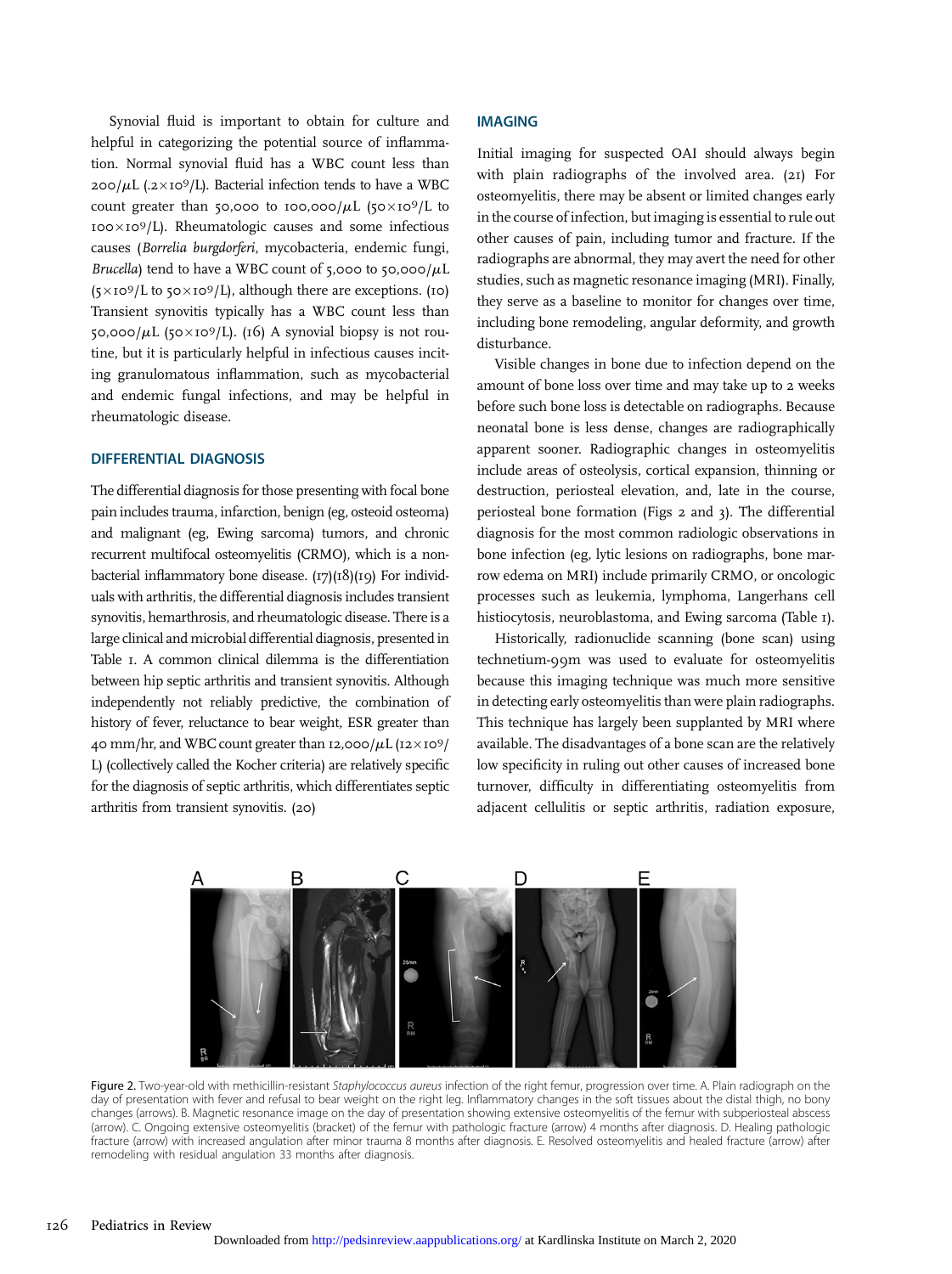Synovial fluid is important to obtain for culture and helpful in categorizing the potential source of inflammation. Normal synovial fluid has a WBC count less than 200/μL (.2×10⁹/L). Bacterial infection tends to have a WBC count greater than 50,000 to 100,000/μL (50×10⁹/L to 100×10⁹/L). Rheumatologic causes and some infectious causes (*Borrelia burgdorferi*, mycobacteria, endemic fungi, *Brucella*) tend to have a WBC count of 5,000 to 50,000/μL (5×10⁹/L to 50×10⁹/L), although there are exceptions. (10) Transient synovitis typically has a WBC count less than 50,000/μL (50×10⁹/L). (16) A synovial biopsy is not routine, but it is particularly helpful in infectious causes inciting granulomatous inflammation, such as mycobacterial and endemic fungal infections, and may be helpful in rheumatologic disease.

## DIFFERENTIAL DIAGNOSIS

The differential diagnosis for those presenting with focal bone pain includes trauma, infarction, benign (eg, osteoid osteoma) and malignant (eg, Ewing sarcoma) tumors, and chronic recurrent multifocal osteomyelitis (CRMO), which is a nonbacterial inflammatory bone disease. (17)(18)(19) For individuals with arthritis, the differential diagnosis includes transient synovitis, hemarthrosis, and rheumatologic disease. There is a large clinical and microbial differential diagnosis, presented in Table 1. A common clinical dilemma is the differentiation between hip septic arthritis and transient synovitis. Although independently not reliably predictive, the combination of history of fever, reluctance to bear weight, ESR greater than 40 mm/hr, and WBC count greater than 12,000/μL (12×10⁹/L) (collectively called the Kocher criteria) are relatively specific for the diagnosis of septic arthritis, which differentiates septic arthritis from transient synovitis. (20)

## IMAGING

Initial imaging for suspected OAI should always begin with plain radiographs of the involved area. (21) For osteomyelitis, there may be absent or limited changes early in the course of infection, but imaging is essential to rule out other causes of pain, including tumor and fracture. If the radiographs are abnormal, they may avert the need for other studies, such as magnetic resonance imaging (MRI). Finally, they serve as a baseline to monitor for changes over time, including bone remodeling, angular deformity, and growth disturbance.

Visible changes in bone due to infection depend on the amount of bone loss over time and may take up to 2 weeks before such bone loss is detectable on radiographs. Because neonatal bone is less dense, changes are radiographically apparent sooner. Radiographic changes in osteomyelitis include areas of osteolysis, cortical expansion, thinning or destruction, periosteal elevation, and, late in the course, periosteal bone formation (Figs 2 and 3). The differential diagnosis for the most common radiologic observations in bone infection (eg, lytic lesions on radiographs, bone marrow edema on MRI) include primarily CRMO, or oncologic processes such as leukemia, lymphoma, Langerhans cell histiocytosis, neuroblastoma, and Ewing sarcoma (Table 1).

Historically, radionuclide scanning (bone scan) using technetium-99m was used to evaluate for osteomyelitis because this imaging technique was much more sensitive in detecting early osteomyelitis than were plain radiographs. This technique has largely been supplanted by MRI where available. The disadvantages of a bone scan are the relatively low specificity in ruling out other causes of increased bone turnover, difficulty in differentiating osteomyelitis from adjacent cellulitis or septic arthritis, radiation exposure,

Figure 2. Two-year-old with methicillin-resistant *Staphylococcus aureus* infection of the right femur, progression over time. A. Plain radiograph on the day of presentation with fever and refusal to bear weight on the right leg. Inflammatory changes in the soft tissues about the distal thigh, no bony changes (arrows). B. Magnetic resonance image on the day of presentation showing extensive osteomyelitis of the femur with subperiosteal abscess (arrow). C. Ongoing extensive osteomyelitis (bracket) of the femur with pathologic fracture (arrow) 4 months after diagnosis. D. Healing pathologic fracture (arrow) with increased angulation after minor trauma 8 months after diagnosis. E. Resolved osteomyelitis and healed fracture (arrow) after remodeling with residual angulation 33 months after diagnosis.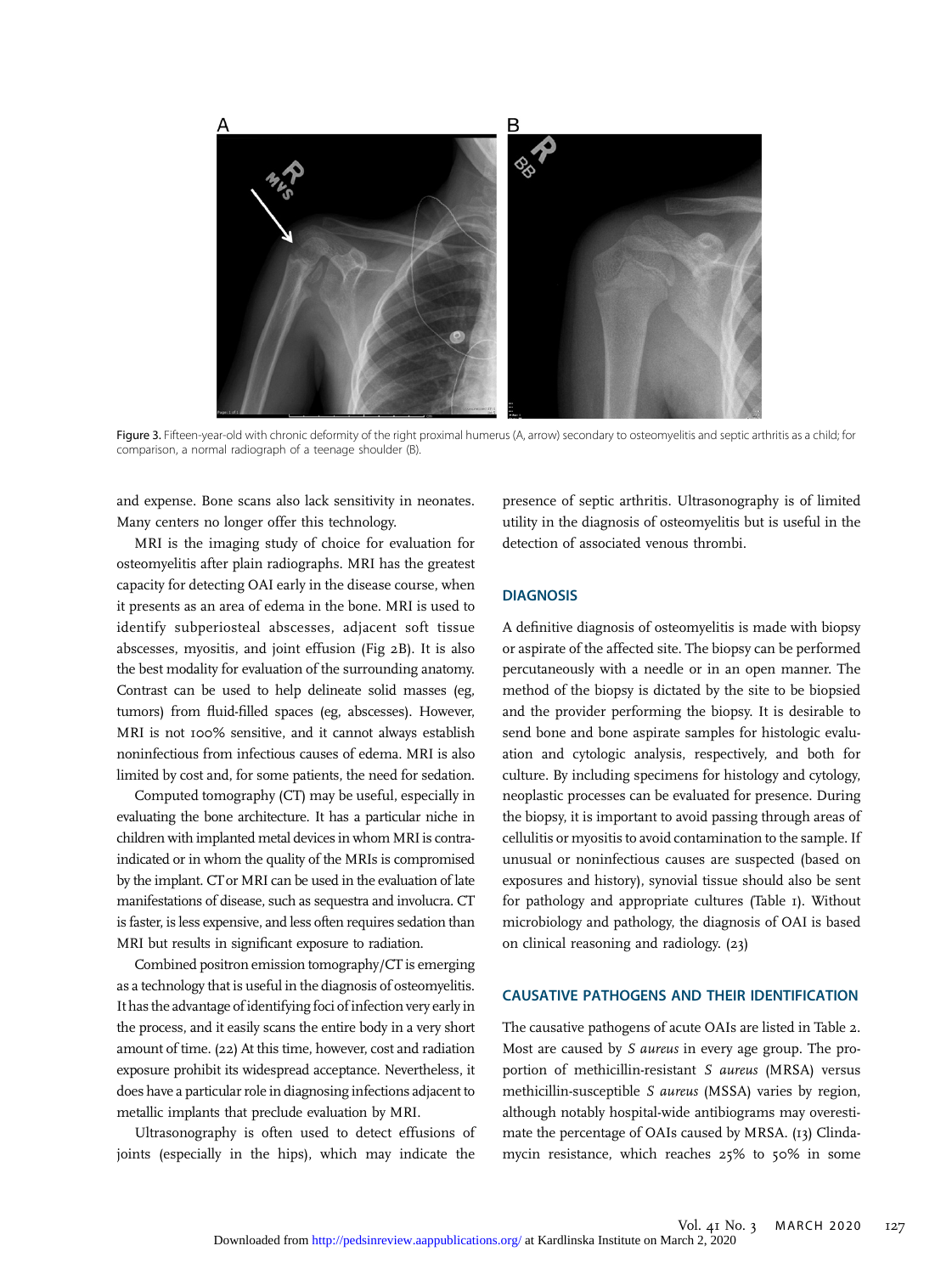Figure 3. Fifteen-year-old with chronic deformity of the right proximal humerus (A, arrow) secondary to osteomyelitis and septic arthritis as a child; for comparison, a normal radiograph of a teenage shoulder (B).

and expense. Bone scans also lack sensitivity in neonates. Many centers no longer offer this technology.

MRI is the imaging study of choice for evaluation for osteomyelitis after plain radiographs. MRI has the greatest capacity for detecting OAI early in the disease course, when it presents as an area of edema in the bone. MRI is used to identify subperiosteal abscesses, adjacent soft tissue abscesses, myositis, and joint effusion (Fig 2B). It is also the best modality for evaluation of the surrounding anatomy. Contrast can be used to help delineate solid masses (eg, tumors) from fluid-filled spaces (eg, abscesses). However, MRI is not 100% sensitive, and it cannot always establish noninfectious from infectious causes of edema. MRI is also limited by cost and, for some patients, the need for sedation.

Computed tomography (CT) may be useful, especially in evaluating the bone architecture. It has a particular niche in children with implanted metal devices in whom MRI is contraindicated or in whom the quality of the MRIs is compromised by the implant. CT or MRI can be used in the evaluation of late manifestations of disease, such as sequestra and involucra. CT is faster, is less expensive, and less often requires sedation than MRI but results in significant exposure to radiation.

Combined positron emission tomography/CT is emerging as a technology that is useful in the diagnosis of osteomyelitis. It has the advantage of identifying foci of infection very early in the process, and it easily scans the entire body in a very short amount of time. (22) At this time, however, cost and radiation exposure prohibit its widespread acceptance. Nevertheless, it does have a particular role in diagnosing infections adjacent to metallic implants that preclude evaluation by MRI.

Ultrasonography is often used to detect effusions of joints (especially in the hips), which may indicate the presence of septic arthritis. Ultrasonography is of limited utility in the diagnosis of osteomyelitis but is useful in the detection of associated venous thrombi.

## DIAGNOSIS

A definitive diagnosis of osteomyelitis is made with biopsy or aspirate of the affected site. The biopsy can be performed percutaneously with a needle or in an open manner. The method of the biopsy is dictated by the site to be biopsied and the provider performing the biopsy. It is desirable to send bone and bone aspirate samples for histologic evaluation and cytologic analysis, respectively, and both for culture. By including specimens for histology and cytology, neoplastic processes can be evaluated for presence. During the biopsy, it is important to avoid passing through areas of cellulitis or myositis to avoid contamination to the sample. If unusual or noninfectious causes are suspected (based on exposures and history), synovial tissue should also be sent for pathology and appropriate cultures (Table 1). Without microbiology and pathology, the diagnosis of OAI is based on clinical reasoning and radiology. (23)

## CAUSATIVE PATHOGENS AND THEIR IDENTIFICATION

The causative pathogens of acute OAIs are listed in Table 2. Most are caused by *S aureus* in every age group. The proportion of methicillin-resistant *S aureus* (MRSA) versus methicillin-susceptible *S aureus* (MSSA) varies by region, although notably hospital-wide antibiograms may overestimate the percentage of OAIs caused by MRSA. (13) Clindamycin resistance, which reaches 25% to 50% in some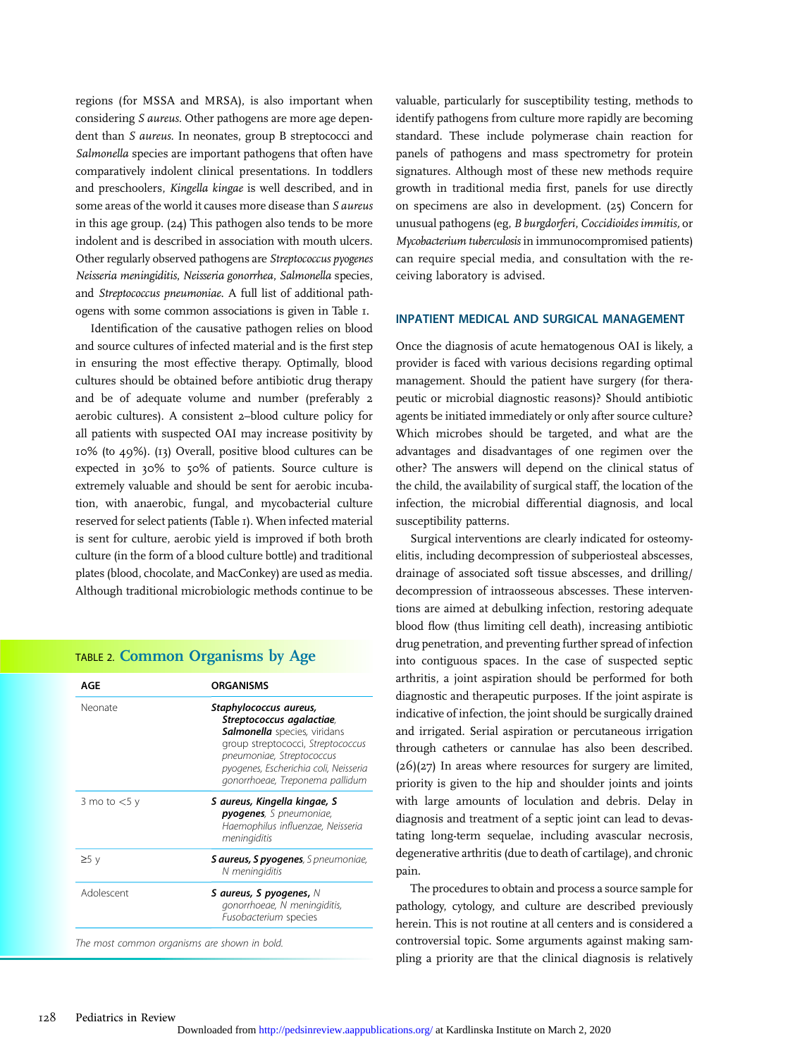regions (for MSSA and MRSA), is also important when considering *S aureus*. Other pathogens are more age dependent than *S aureus*. In neonates, group B streptococci and *Salmonella* species are important pathogens that often have comparatively indolent clinical presentations. In toddlers and preschoolers, *Kingella kingae* is well described, and in some areas of the world it causes more disease than *S aureus* in this age group. (24) This pathogen also tends to be more indolent and is described in association with mouth ulcers. Other regularly observed pathogens are *Streptococcus pyogenes* *Neisseria meningiditis*, *Neisseria gonorrhea*, *Salmonella* species, and *Streptococcus pneumoniae*. A full list of additional pathogens with some common associations is given in Table 1.

Identification of the causative pathogen relies on blood and source cultures of infected material and is the first step in ensuring the most effective therapy. Optimally, blood cultures should be obtained before antibiotic drug therapy and be of adequate volume and number (preferably 2 aerobic cultures). A consistent 2–blood culture policy for all patients with suspected OAI may increase positivity by 10% (to 49%). (13) Overall, positive blood cultures can be expected in 30% to 50% of patients. Source culture is extremely valuable and should be sent for aerobic incubation, with anaerobic, fungal, and mycobacterial culture reserved for select patients (Table 1). When infected material is sent for culture, aerobic yield is improved if both broth culture (in the form of a blood culture bottle) and traditional plates (blood, chocolate, and MacConkey) are used as media. Although traditional microbiologic methods continue to be valuable, particularly for susceptibility testing, methods to identify pathogens from culture more rapidly are becoming standard. These include polymerase chain reaction for panels of pathogens and mass spectrometry for protein signatures. Although most of these new methods require growth in traditional media first, panels for use directly on specimens are also in development. (25) Concern for unusual pathogens (eg, *B burgdorferi*, *Coccidioides immitis*, or *Mycobacterium tuberculosis* in immunocompromised patients) can require special media, and consultation with the receiving laboratory is advised.

TABLE 2. **Common Organisms by Age**

| AGE | ORGANISMS |
|---|---|
| Neonate | ***Staphylococcus aureus, Streptococcus agalactiae, Salmonella*** species, viridans group streptococci, *Streptococcus pneumoniae, Streptococcus pyogenes, Escherichia coli, Neisseria gonorrhoeae, Treponema pallidum* |
| 3 mo to <5 y | ***S aureus, Kingella kingae, S pyogenes***, *S pneumoniae, Haemophilus influenzae, Neisseria meningiditis* |
| ≥5 y | ***S aureus, S pyogenes***, *S pneumoniae, N meningiditis* |
| Adolescent | ***S aureus, S pyogenes***, *N gonorrhoeae, N meningiditis, Fusobacterium* species |

*The most common organisms are shown in bold.*

## INPATIENT MEDICAL AND SURGICAL MANAGEMENT

Once the diagnosis of acute hematogenous OAI is likely, a provider is faced with various decisions regarding optimal management. Should the patient have surgery (for therapeutic or microbial diagnostic reasons)? Should antibiotic agents be initiated immediately or only after source culture? Which microbes should be targeted, and what are the advantages and disadvantages of one regimen over the other? The answers will depend on the clinical status of the child, the availability of surgical staff, the location of the infection, the microbial differential diagnosis, and local susceptibility patterns.

Surgical interventions are clearly indicated for osteomyelitis, including decompression of subperiosteal abscesses, drainage of associated soft tissue abscesses, and drilling/decompression of intraosseous abscesses. These interventions are aimed at debulking infection, restoring adequate blood flow (thus limiting cell death), increasing antibiotic drug penetration, and preventing further spread of infection into contiguous spaces. In the case of suspected septic arthritis, a joint aspiration should be performed for both diagnostic and therapeutic purposes. If the joint aspirate is indicative of infection, the joint should be surgically drained and irrigated. Serial aspiration or percutaneous irrigation through catheters or cannulae has also been described. (26)(27) In areas where resources for surgery are limited, priority is given to the hip and shoulder joints and joints with large amounts of loculation and debris. Delay in diagnosis and treatment of a septic joint can lead to devastating long-term sequelae, including avascular necrosis, degenerative arthritis (due to death of cartilage), and chronic pain.

The procedures to obtain and process a source sample for pathology, cytology, and culture are described previously herein. This is not routine at all centers and is considered a controversial topic. Some arguments against making sampling a priority are that the clinical diagnosis is relatively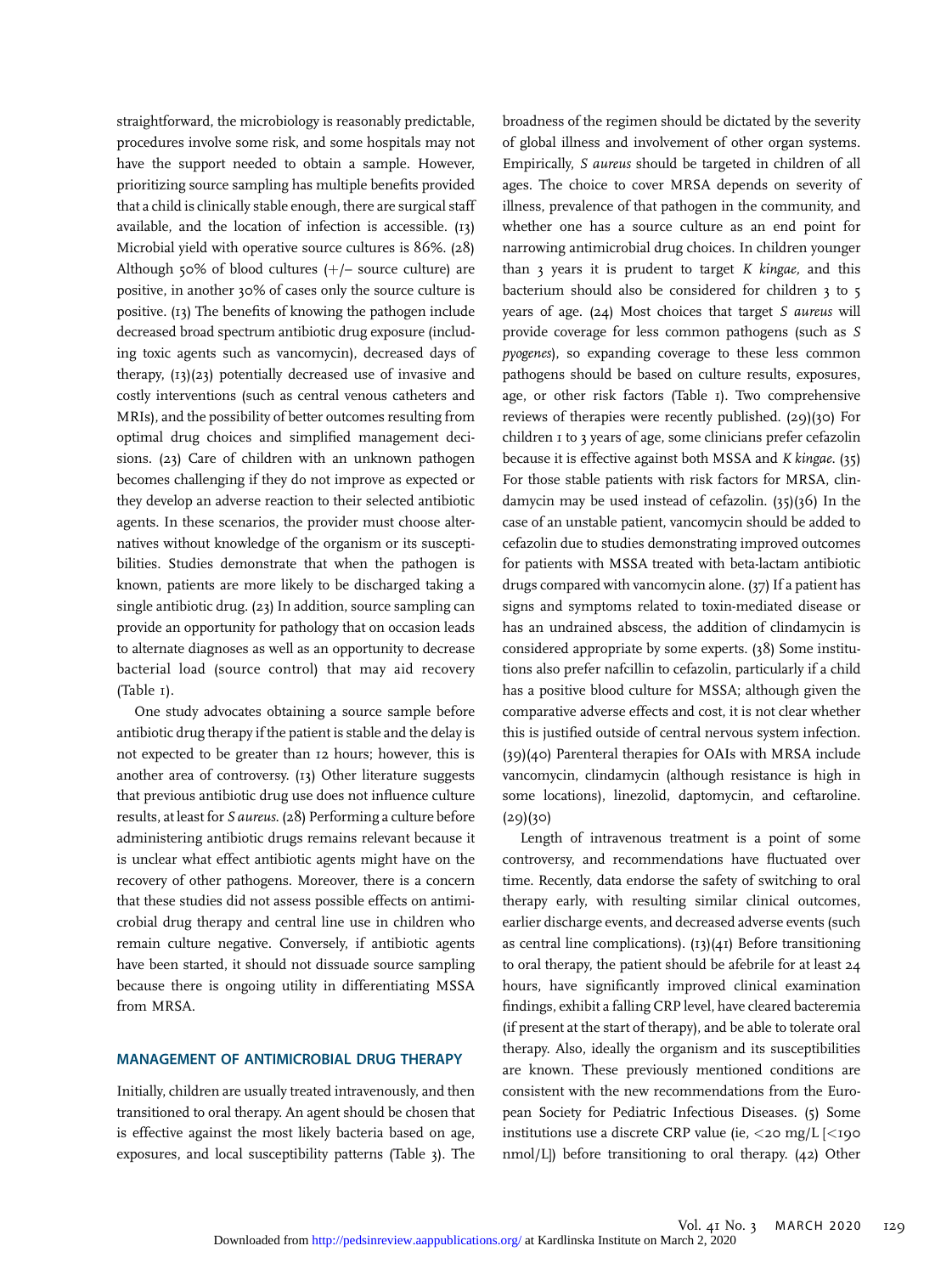straightforward, the microbiology is reasonably predictable, procedures involve some risk, and some hospitals may not have the support needed to obtain a sample. However, prioritizing source sampling has multiple benefits provided that a child is clinically stable enough, there are surgical staff available, and the location of infection is accessible. (13) Microbial yield with operative source cultures is 86%. (28) Although 50% of blood cultures (+/− source culture) are positive, in another 30% of cases only the source culture is positive. (13) The benefits of knowing the pathogen include decreased broad spectrum antibiotic drug exposure (including toxic agents such as vancomycin), decreased days of therapy, (13)(23) potentially decreased use of invasive and costly interventions (such as central venous catheters and MRIs), and the possibility of better outcomes resulting from optimal drug choices and simplified management decisions. (23) Care of children with an unknown pathogen becomes challenging if they do not improve as expected or they develop an adverse reaction to their selected antibiotic agents. In these scenarios, the provider must choose alternatives without knowledge of the organism or its susceptibilities. Studies demonstrate that when the pathogen is known, patients are more likely to be discharged taking a single antibiotic drug. (23) In addition, source sampling can provide an opportunity for pathology that on occasion leads to alternate diagnoses as well as an opportunity to decrease bacterial load (source control) that may aid recovery (Table 1).

One study advocates obtaining a source sample before antibiotic drug therapy if the patient is stable and the delay is not expected to be greater than 12 hours; however, this is another area of controversy. (13) Other literature suggests that previous antibiotic drug use does not influence culture results, at least for *S aureus*. (28) Performing a culture before administering antibiotic drugs remains relevant because it is unclear what effect antibiotic agents might have on the recovery of other pathogens. Moreover, there is a concern that these studies did not assess possible effects on antimicrobial drug therapy and central line use in children who remain culture negative. Conversely, if antibiotic agents have been started, it should not dissuade source sampling because there is ongoing utility in differentiating MSSA from MRSA.

## MANAGEMENT OF ANTIMICROBIAL DRUG THERAPY

Initially, children are usually treated intravenously, and then transitioned to oral therapy. An agent should be chosen that is effective against the most likely bacteria based on age, exposures, and local susceptibility patterns (Table 3). The broadness of the regimen should be dictated by the severity of global illness and involvement of other organ systems. Empirically, *S aureus* should be targeted in children of all ages. The choice to cover MRSA depends on severity of illness, prevalence of that pathogen in the community, and whether one has a source culture as an end point for narrowing antimicrobial drug choices. In children younger than 3 years it is prudent to target *K kingae*, and this bacterium should also be considered for children 3 to 5 years of age. (24) Most choices that target *S aureus* will provide coverage for less common pathogens (such as *S pyogenes*), so expanding coverage to these less common pathogens should be based on culture results, exposures, age, or other risk factors (Table 1). Two comprehensive reviews of therapies were recently published. (29)(30) For children 1 to 3 years of age, some clinicians prefer cefazolin because it is effective against both MSSA and *K kingae*. (35) For those stable patients with risk factors for MRSA, clindamycin may be used instead of cefazolin. (35)(36) In the case of an unstable patient, vancomycin should be added to cefazolin due to studies demonstrating improved outcomes for patients with MSSA treated with beta-lactam antibiotic drugs compared with vancomycin alone. (37) If a patient has signs and symptoms related to toxin-mediated disease or has an undrained abscess, the addition of clindamycin is considered appropriate by some experts. (38) Some institutions also prefer nafcillin to cefazolin, particularly if a child has a positive blood culture for MSSA; although given the comparative adverse effects and cost, it is not clear whether this is justified outside of central nervous system infection. (39)(40) Parenteral therapies for OAIs with MRSA include vancomycin, clindamycin (although resistance is high in some locations), linezolid, daptomycin, and ceftaroline. (29)(30)

Length of intravenous treatment is a point of some controversy, and recommendations have fluctuated over time. Recently, data endorse the safety of switching to oral therapy early, with resulting similar clinical outcomes, earlier discharge events, and decreased adverse events (such as central line complications). (13)(41) Before transitioning to oral therapy, the patient should be afebrile for at least 24 hours, have significantly improved clinical examination findings, exhibit a falling CRP level, have cleared bacteremia (if present at the start of therapy), and be able to tolerate oral therapy. Also, ideally the organism and its susceptibilities are known. These previously mentioned conditions are consistent with the new recommendations from the European Society for Pediatric Infectious Diseases. (5) Some institutions use a discrete CRP value (ie, <20 mg/L [<190 nmol/L]) before transitioning to oral therapy. (42) Other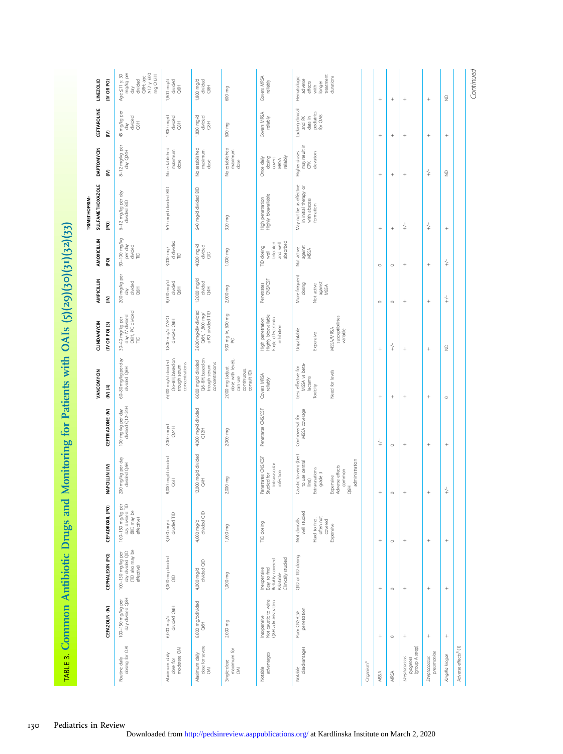# TABLE 3. Common Antibiotic Drugs and Monitoring for Patients with OAIs (5)(29)(30)(31)(32)(33)

| | CEFAZOLIN (IV) | CEPHALEXIN (PO) | CEFADROXIL (PO) | NAFCILLIN (IV) | CEFTRIAXONE (IV) | VANCOMYCIN (IV) (4) | CLINDAMYCIN (IV OR PO) (3) | AMPICILLIN (IV) | AMOXICILLIN (PO) | TRIMETHOPRIM-SULFAMETHOXAZOLE (PO) | DAPTOMYCIN (IV) | CEFTAROLINE (IV) | LINEZOLID (IV OR PO) |
|---|---|---|---|---|---|---|---|---|---|---|---|---|---|
| Routine daily dosing for OAI | 100–150 mg/kg per day divided Q8H | 100–150 mg/kg per day divided QID (TID also may be effective) | 100–150 mg/kg per day divided TID (BID may be effective) | 200 mg/kg per day divided Q6H | 100 mg/kg per day divided Q12–24H | 60–80 mg/kg per day divided Q6H | 30–40 mg/kg per day IV divided Q8H, PO divided TID | 200 mg/kg per day divided Q6H | 90–100 mg/kg per day divided TID | 6–12 mg/kg per day divided BID | 8–12 mg/kg per day Q24H | 45 mg/kg per day divided Q8H | Age ≤11 y: 30 mg/kg per day divided Q8H; age ≥12 y: 600 mg Q12H |
| Maximum daily dose for moderate OAI | 6,000 mg/d divided Q8H | 4,000 mg divided QID | 3,000 mg/d divided TID | 8,000 mg/d divided Q6H | 2,000 mg/d Q24H | 6,000 mg/d divided Q6–8H, based on trough serum concentrations | 1,800 mg/d IV/PO divided Q8H | 8,000 mg/d divided Q6H | 3,000 mg/d divided TID | 640 mg/d divided BID | No established maximum dose | 1,800 mg/d divided Q8H | 1,800 mg/d divided Q8H |
| Maximum daily dose for severe OAI | 8,000 mg/d divided Q6H | 4,000 mg/d divided QID | 4,000 mg/d divided QID | 12,000 mg/d divided Q4H | 4,000 mg/d divided Q12H | 6,000 mg/d divided Q6–8H, based on trough serum concentrations | 3,600 mg/d IV divided Q6H, 1,800 mg/d PO divided TID | 12,000 mg/d divided Q4H | 4,000 mg/d divided QID | 640 mg/d divided BID | No established maximum dose | 1,800 mg/d divided Q8H | 1,800 mg/d divided Q8H |
| Single-dose maximum for OAI | 2,000 mg | 1,000 mg | 1,000 mg | 2,000 mg | 2,000 mg | 2,000 mg (adjust dose with levels, can use continuous, consult ID) | 900 mg IV, 600 mg PO | 2,000 mg | 1,000 mg | 320 mg | No established maximum dose | 600 mg | 600 mg |
| Notable advantages | Inexpensive<br>Not caustic to veins<br>Q8H administration | Inexpensive<br>Easy to find<br>Reliably covered<br>Palatable<br>Clinically studied | TID dosing | Penetrates CNS/CSF<br>Studied for intravascular infection | Penetrates CNS/CSF | Covers MRSA reliably | High penetration<br>Highly bioavailable<br>Eagle effect/toxin inhibition | Penetrates CNS/CSF | TID dosing well tolerated and well absorbed | High penetration<br>Highly bioavailable | Once daily dosing covers MRSA reliably | Covers MRSA reliably | Covers MRSA reliably |
| Notable disadvantages | Poor CNS/CSF penetration | QID or TID dosing | Not clinically well studied<br>Hard to find, often not covered<br>Expensive | Caustic to veins (best to use central line)<br>Extravasations grade 3<br>Expensive<br>Adverse effects common<br>Q6H administration | Controversial for MSSA coverage | Less effective for MSSA vs beta-lactams<br>Toxicity<br>Need for levels | Unpalatable<br>Expensive<br>MSSA/MRSA susceptibilities variable | More frequent dosing<br>Not active against MSSA | Not active against MSSA | May not be as effective in initial therapy or with abscess formation | Higher doses may result in CPK elevation | Lacking clinical and PK data in pediatrics for OAIs | Hematologic adverse effects with longer treatment durations |
| Organism[a] | | | | | | | | | | | | | |
| MSSA | + | + | + | + | +/– | + | + | ○ | ○ | + | + | + | + |
| MRSA | ○ | ○ | ○ | ○ | ○ | + | +/– | ○ | ○ | + | + | + | + |
| *Streptococcus pyogenes* (group A strep) | + | + | + | + | + | + | + | + | + | +/– | + | + | + |
| *Streptococcus pneumoniae* | + | + | + | + | + | + | + | + | + | +/– | +/– | + | + |
| *Kingella kingae* | + | + | + | +/– | + | ○ | ND | +/– | +/– | + | ND | + | ND |
| Adverse effects[b] (1) | | | | | | | | | | | | | |

*Continued*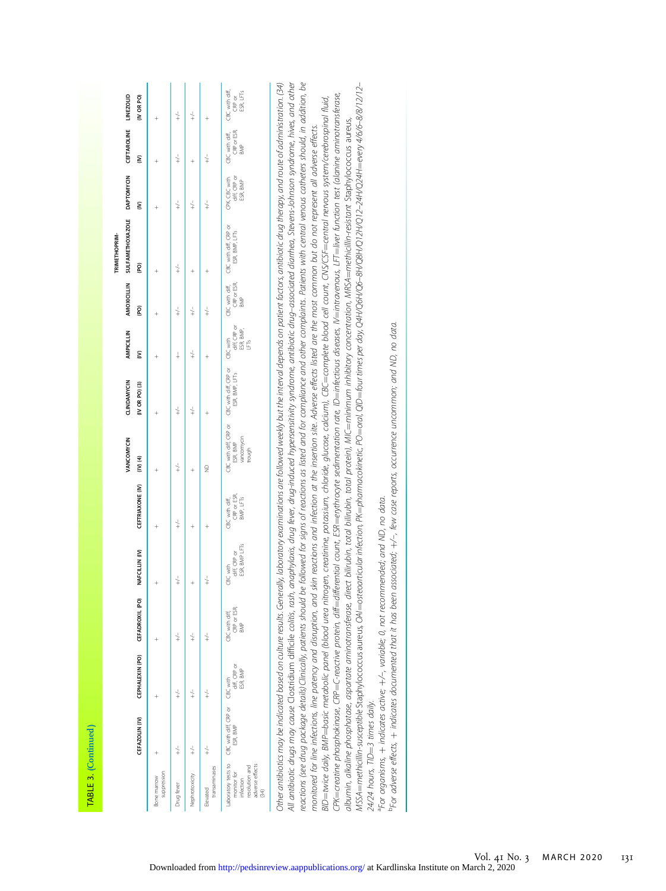TABLE 3. (Continued)

| | CEFAZOLIN (IV) | CEPHALEXIN (PO) | CEFADROXIL (PO) | NAFCILLIN (IV) | CEFTRIAXONE (IV) | VANCOMYCIN (IV) (4) | CLINDAMYCIN (IV OR PO) (3) | AMPICILLIN (IV) | AMOXICILLIN (PO) | TRIMETHOPRIM-SULFAMETHOXAZOLE (PO) | DAPTOMYCIN (IV) | CEFTAROLINE (IV) | LINEZOLID (IV OR PO) |
|---|---|---|---|---|---|---|---|---|---|---|---|---|---|
| Bone marrow suppression | + | + | + | + | + | + | + | + | + | + | + | + | + |
| Drug fever | +/- | +/- | +/- | +/- | +/- | +/- | +/- | + | +/- | +/- | +/- | +/- | +/- |
| Nephrotoxicity | +/- | +/- | +/- | + | + | + | +/- | +/- | +/- | + | +/- | + | +/- |
| Elevated transaminases | +/- | +/- | +/- | +/- | + | ND | + | + | +/- | + | +/- | +/- | + |
| Laboratory tests to monitor for infection resolution and adverse effects (34) | CBC with diff, CRP or ESR, BMP | CBC with diff, CRP or ESR, BMP | CBC with diff, CRP or ESR, BMP | CBC with diff, CRP or ESR, BMP LFTs | CBC with diff, CRP or ESR, BMP, LFTs | CBC with diff, CRP or ESR, BMP vancomycin trough | CBC with diff, CRP or ESR, BMP, LFTs | CBC with diff, CRP or ESR, BMP, LFTs | CBC with diff, CRP or ESR, BMP | CBC with diff, CRP or ESR, BMP, LFTs | CPK, CBC with diff, CRP or ESR, BMP | CBC with diff, CRP or ESR, BMP | CBC with diff, CRP or ESR, LFTs |

*Other antibiotics may be indicated based on culture results. Generally, laboratory examinations are followed weekly but the interval depends on patient factors, antibiotic drug therapy, and route of administration. (34) All antibiotic drugs may cause Clostridium difficile colitis, rash, anaphylaxis, drug fever, drug-induced hypersensitivity syndrome, antibiotic drug–associated diarrhea, Stevens-Johnson syndrome, hives, and other reactions (see drug package details) Clinically, patients should be followed for signs of reactions as listed and for compliance and other complaints. Patients with central venous catheters should, in addition, be monitored for line infections, line patency and disruption, and skin reactions and infection at the insertion site. Adverse effects listed are the most common but do not represent all adverse effects.*

*BID=twice daily, BMP=basic metabolic panel (blood urea nitrogen, creatinine, potassium, chloride, glucose, calcium), CBC=complete blood cell count, CNS/CSF=central nervous system/cerebrospinal fluid, CPK=creatine phosphokinase, CRP=C-reactive protein, diff=differential count, ESR=erythrocyte sedimentation rate, ID=infectious diseases, IV=intravenous, LFT=liver function test (alanine aminotransferase, albumin, alkaline phosphatase, aspartate aminotransferase, direct bilirubin, total bilirubin, total protein), MIC=minimum inhibitory concentration, MRSA=methicillin-resistant Staphylococcus aureus, MSSA=methicillin-susceptible Staphylococcus aureus, OAI=osteoarticular infection, PK=pharmacokinetic, PO=oral, QID=four times per day, Q4H/Q6H/Q6–8H/Q8H/Q12H/Q12–24H/Q24H=every 4/6/6–8/8/12/12–24/24 hours, TID=3 times daily.*

[a]*For organisms, + indicates active; +/-, variable; 0, not recommended; and ND, no data.*

[b]*For adverse effects, + indicates documented that it has been associated; +/-, few case reports, occurrence uncommon; and ND, no data.*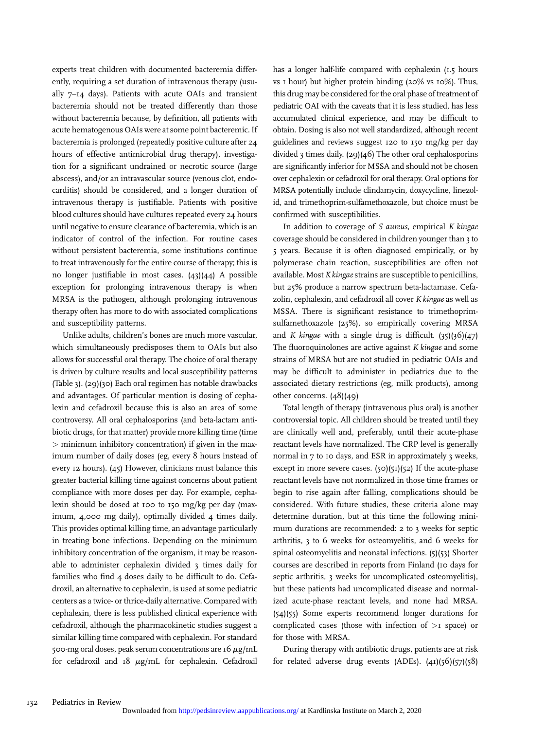experts treat children with documented bacteremia differently, requiring a set duration of intravenous therapy (usually 7–14 days). Patients with acute OAIs and transient bacteremia should not be treated differently than those without bacteremia because, by definition, all patients with acute hematogenous OAIs were at some point bacteremic. If bacteremia is prolonged (repeatedly positive culture after 24 hours of effective antimicrobial drug therapy), investigation for a significant undrained or necrotic source (large abscess), and/or an intravascular source (venous clot, endocarditis) should be considered, and a longer duration of intravenous therapy is justifiable. Patients with positive blood cultures should have cultures repeated every 24 hours until negative to ensure clearance of bacteremia, which is an indicator of control of the infection. For routine cases without persistent bacteremia, some institutions continue to treat intravenously for the entire course of therapy; this is no longer justifiable in most cases. (43)(44) A possible exception for prolonging intravenous therapy is when MRSA is the pathogen, although prolonging intravenous therapy often has more to do with associated complications and susceptibility patterns.

Unlike adults, children's bones are much more vascular, which simultaneously predisposes them to OAIs but also allows for successful oral therapy. The choice of oral therapy is driven by culture results and local susceptibility patterns (Table 3). (29)(30) Each oral regimen has notable drawbacks and advantages. Of particular mention is dosing of cephalexin and cefadroxil because this is also an area of some controversy. All oral cephalosporins (and beta-lactam antibiotic drugs, for that matter) provide more killing time (time > minimum inhibitory concentration) if given in the maximum number of daily doses (eg, every 8 hours instead of every 12 hours). (45) However, clinicians must balance this greater bacterial killing time against concerns about patient compliance with more doses per day. For example, cephalexin should be dosed at 100 to 150 mg/kg per day (maximum, 4,000 mg daily), optimally divided 4 times daily. This provides optimal killing time, an advantage particularly in treating bone infections. Depending on the minimum inhibitory concentration of the organism, it may be reasonable to administer cephalexin divided 3 times daily for families who find 4 doses daily to be difficult to do. Cefadroxil, an alternative to cephalexin, is used at some pediatric centers as a twice- or thrice-daily alternative. Compared with cephalexin, there is less published clinical experience with cefadroxil, although the pharmacokinetic studies suggest a similar killing time compared with cephalexin. For standard 500-mg oral doses, peak serum concentrations are 16 μg/mL for cefadroxil and 18 μg/mL for cephalexin. Cefadroxil has a longer half-life compared with cephalexin (1.5 hours vs 1 hour) but higher protein binding (20% vs 10%). Thus, this drug may be considered for the oral phase of treatment of pediatric OAI with the caveats that it is less studied, has less accumulated clinical experience, and may be difficult to obtain. Dosing is also not well standardized, although recent guidelines and reviews suggest 120 to 150 mg/kg per day divided 3 times daily. (29)(46) The other oral cephalosporins are significantly inferior for MSSA and should not be chosen over cephalexin or cefadroxil for oral therapy. Oral options for MRSA potentially include clindamycin, doxycycline, linezolid, and trimethoprim-sulfamethoxazole, but choice must be confirmed with susceptibilities.

In addition to coverage of *S aureus*, empirical *K kingae* coverage should be considered in children younger than 3 to 5 years. Because it is often diagnosed empirically, or by polymerase chain reaction, susceptibilities are often not available. Most *K kingae* strains are susceptible to penicillins, but 25% produce a narrow spectrum beta-lactamase. Cefazolin, cephalexin, and cefadroxil all cover *K kingae* as well as MSSA. There is significant resistance to trimethoprim-sulfamethoxazole (25%), so empirically covering MRSA and *K kingae* with a single drug is difficult. (35)(36)(47) The fluoroquinolones are active against *K kingae* and some strains of MRSA but are not studied in pediatric OAIs and may be difficult to administer in pediatrics due to the associated dietary restrictions (eg, milk products), among other concerns. (48)(49)

Total length of therapy (intravenous plus oral) is another controversial topic. All children should be treated until they are clinically well and, preferably, until their acute-phase reactant levels have normalized. The CRP level is generally normal in 7 to 10 days, and ESR in approximately 3 weeks, except in more severe cases. (50)(51)(52) If the acute-phase reactant levels have not normalized in those time frames or begin to rise again after falling, complications should be considered. With future studies, these criteria alone may determine duration, but at this time the following minimum durations are recommended: 2 to 3 weeks for septic arthritis, 3 to 6 weeks for osteomyelitis, and 6 weeks for spinal osteomyelitis and neonatal infections. (5)(53) Shorter courses are described in reports from Finland (10 days for septic arthritis, 3 weeks for uncomplicated osteomyelitis), but these patients had uncomplicated disease and normalized acute-phase reactant levels, and none had MRSA. (54)(55) Some experts recommend longer durations for complicated cases (those with infection of >1 space) or for those with MRSA.

During therapy with antibiotic drugs, patients are at risk for related adverse drug events (ADEs). (41)(56)(57)(58)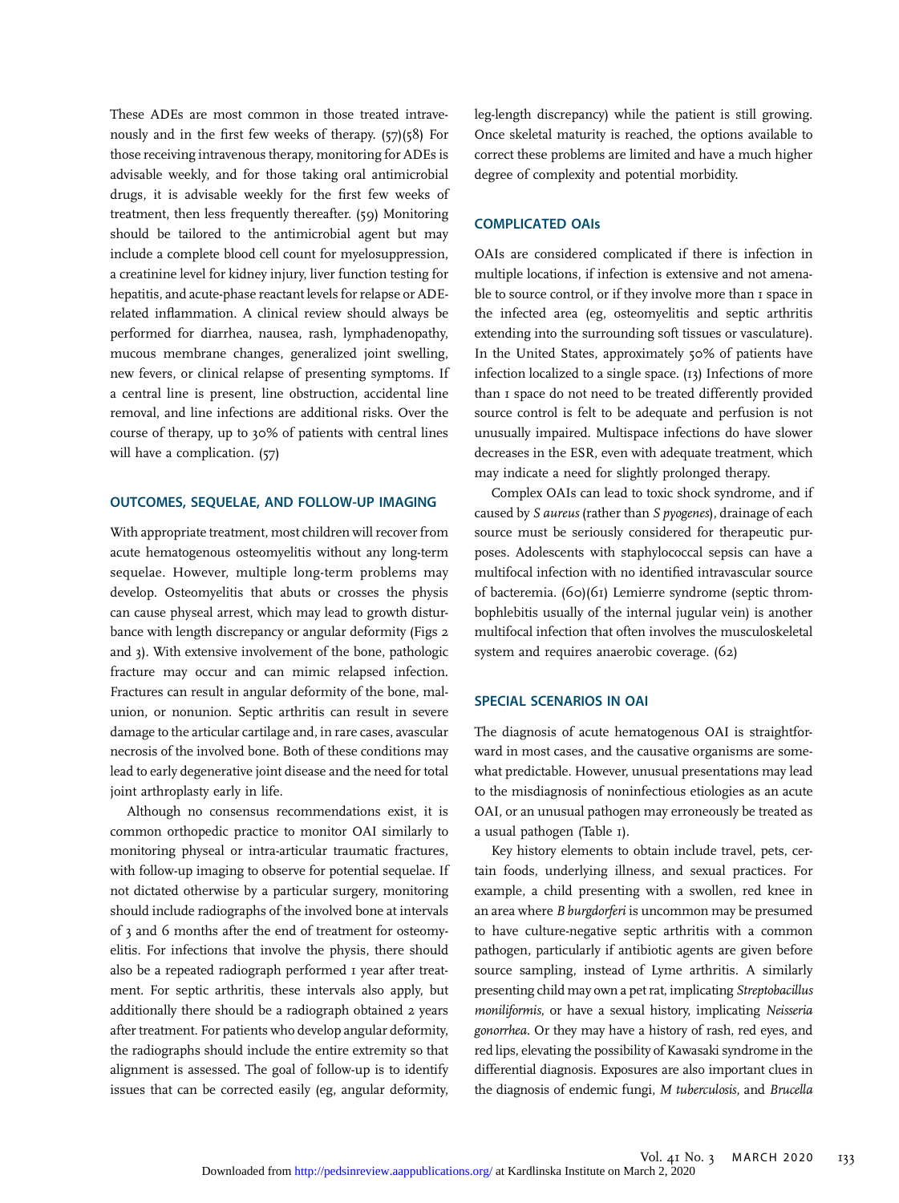These ADEs are most common in those treated intravenously and in the first few weeks of therapy. (57)(58) For those receiving intravenous therapy, monitoring for ADEs is advisable weekly, and for those taking oral antimicrobial drugs, it is advisable weekly for the first few weeks of treatment, then less frequently thereafter. (59) Monitoring should be tailored to the antimicrobial agent but may include a complete blood cell count for myelosuppression, a creatinine level for kidney injury, liver function testing for hepatitis, and acute-phase reactant levels for relapse or ADE-related inflammation. A clinical review should always be performed for diarrhea, nausea, rash, lymphadenopathy, mucous membrane changes, generalized joint swelling, new fevers, or clinical relapse of presenting symptoms. If a central line is present, line obstruction, accidental line removal, and line infections are additional risks. Over the course of therapy, up to 30% of patients with central lines will have a complication. (57)

## OUTCOMES, SEQUELAE, AND FOLLOW-UP IMAGING

With appropriate treatment, most children will recover from acute hematogenous osteomyelitis without any long-term sequelae. However, multiple long-term problems may develop. Osteomyelitis that abuts or crosses the physis can cause physeal arrest, which may lead to growth disturbance with length discrepancy or angular deformity (Figs 2 and 3). With extensive involvement of the bone, pathologic fracture may occur and can mimic relapsed infection. Fractures can result in angular deformity of the bone, malunion, or nonunion. Septic arthritis can result in severe damage to the articular cartilage and, in rare cases, avascular necrosis of the involved bone. Both of these conditions may lead to early degenerative joint disease and the need for total joint arthroplasty early in life.

Although no consensus recommendations exist, it is common orthopedic practice to monitor OAI similarly to monitoring physeal or intra-articular traumatic fractures, with follow-up imaging to observe for potential sequelae. If not dictated otherwise by a particular surgery, monitoring should include radiographs of the involved bone at intervals of 3 and 6 months after the end of treatment for osteomyelitis. For infections that involve the physis, there should also be a repeated radiograph performed 1 year after treatment. For septic arthritis, these intervals also apply, but additionally there should be a radiograph obtained 2 years after treatment. For patients who develop angular deformity, the radiographs should include the entire extremity so that alignment is assessed. The goal of follow-up is to identify issues that can be corrected easily (eg, angular deformity, leg-length discrepancy) while the patient is still growing. Once skeletal maturity is reached, the options available to correct these problems are limited and have a much higher degree of complexity and potential morbidity.

## COMPLICATED OAIs

OAIs are considered complicated if there is infection in multiple locations, if infection is extensive and not amenable to source control, or if they involve more than 1 space in the infected area (eg, osteomyelitis and septic arthritis extending into the surrounding soft tissues or vasculature). In the United States, approximately 50% of patients have infection localized to a single space. (13) Infections of more than 1 space do not need to be treated differently provided source control is felt to be adequate and perfusion is not unusually impaired. Multispace infections do have slower decreases in the ESR, even with adequate treatment, which may indicate a need for slightly prolonged therapy.

Complex OAIs can lead to toxic shock syndrome, and if caused by *S aureus* (rather than *S pyogenes*), drainage of each source must be seriously considered for therapeutic purposes. Adolescents with staphylococcal sepsis can have a multifocal infection with no identified intravascular source of bacteremia. (60)(61) Lemierre syndrome (septic thrombophlebitis usually of the internal jugular vein) is another multifocal infection that often involves the musculoskeletal system and requires anaerobic coverage. (62)

## SPECIAL SCENARIOS IN OAI

The diagnosis of acute hematogenous OAI is straightforward in most cases, and the causative organisms are somewhat predictable. However, unusual presentations may lead to the misdiagnosis of noninfectious etiologies as an acute OAI, or an unusual pathogen may erroneously be treated as a usual pathogen (Table 1).

Key history elements to obtain include travel, pets, certain foods, underlying illness, and sexual practices. For example, a child presenting with a swollen, red knee in an area where *B burgdorferi* is uncommon may be presumed to have culture-negative septic arthritis with a common pathogen, particularly if antibiotic agents are given before source sampling, instead of Lyme arthritis. A similarly presenting child may own a pet rat, implicating *Streptobacillus moniliformis*, or have a sexual history, implicating *Neisseria gonorrhea*. Or they may have a history of rash, red eyes, and red lips, elevating the possibility of Kawasaki syndrome in the differential diagnosis. Exposures are also important clues in the diagnosis of endemic fungi, *M tuberculosis*, and *Brucella*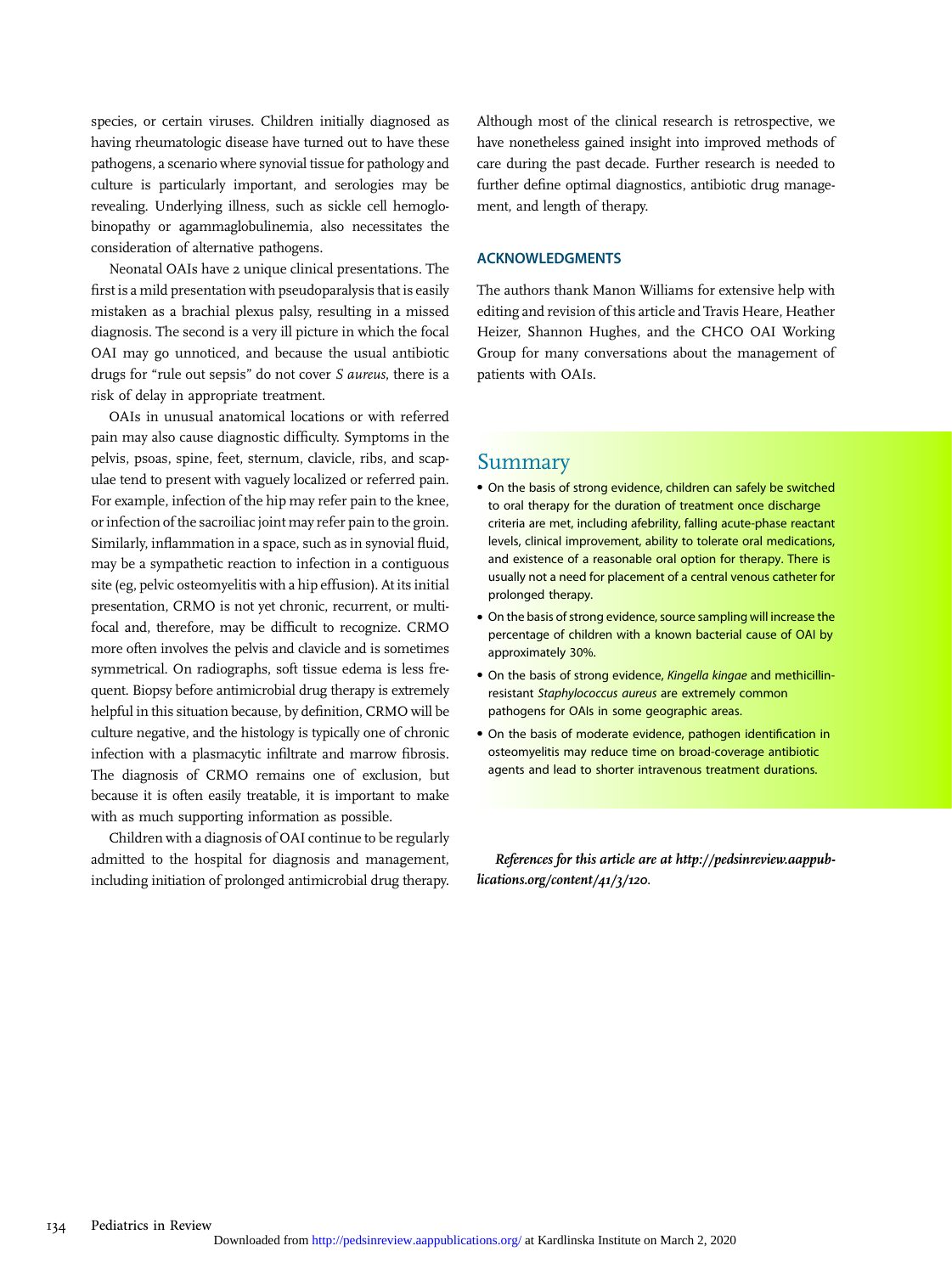species, or certain viruses. Children initially diagnosed as having rheumatologic disease have turned out to have these pathogens, a scenario where synovial tissue for pathology and culture is particularly important, and serologies may be revealing. Underlying illness, such as sickle cell hemoglobinopathy or agammaglobulinemia, also necessitates the consideration of alternative pathogens.

Neonatal OAIs have 2 unique clinical presentations. The first is a mild presentation with pseudoparalysis that is easily mistaken as a brachial plexus palsy, resulting in a missed diagnosis. The second is a very ill picture in which the focal OAI may go unnoticed, and because the usual antibiotic drugs for "rule out sepsis" do not cover *S aureus*, there is a risk of delay in appropriate treatment.

OAIs in unusual anatomical locations or with referred pain may also cause diagnostic difficulty. Symptoms in the pelvis, psoas, spine, feet, sternum, clavicle, ribs, and scapulae tend to present with vaguely localized or referred pain. For example, infection of the hip may refer pain to the knee, or infection of the sacroiliac joint may refer pain to the groin. Similarly, inflammation in a space, such as in synovial fluid, may be a sympathetic reaction to infection in a contiguous site (eg, pelvic osteomyelitis with a hip effusion). At its initial presentation, CRMO is not yet chronic, recurrent, or multifocal and, therefore, may be difficult to recognize. CRMO more often involves the pelvis and clavicle and is sometimes symmetrical. On radiographs, soft tissue edema is less frequent. Biopsy before antimicrobial drug therapy is extremely helpful in this situation because, by definition, CRMO will be culture negative, and the histology is typically one of chronic infection with a plasmacytic infiltrate and marrow fibrosis. The diagnosis of CRMO remains one of exclusion, but because it is often easily treatable, it is important to make with as much supporting information as possible.

Children with a diagnosis of OAI continue to be regularly admitted to the hospital for diagnosis and management, including initiation of prolonged antimicrobial drug therapy. Although most of the clinical research is retrospective, we have nonetheless gained insight into improved methods of care during the past decade. Further research is needed to further define optimal diagnostics, antibiotic drug management, and length of therapy.

## ACKNOWLEDGMENTS

The authors thank Manon Williams for extensive help with editing and revision of this article and Travis Heare, Heather Heizer, Shannon Hughes, and the CHCO OAI Working Group for many conversations about the management of patients with OAIs.

## Summary

- On the basis of strong evidence, children can safely be switched to oral therapy for the duration of treatment once discharge criteria are met, including afebrility, falling acute-phase reactant levels, clinical improvement, ability to tolerate oral medications, and existence of a reasonable oral option for therapy. There is usually not a need for placement of a central venous catheter for prolonged therapy.
- On the basis of strong evidence, source sampling will increase the percentage of children with a known bacterial cause of OAI by approximately 30%.
- On the basis of strong evidence, *Kingella kingae* and methicillin-resistant *Staphylococcus aureus* are extremely common pathogens for OAIs in some geographic areas.
- On the basis of moderate evidence, pathogen identification in osteomyelitis may reduce time on broad-coverage antibiotic agents and lead to shorter intravenous treatment durations.

***References for this article are at http://pedsinreview.aappublications.org/content/41/3/120.***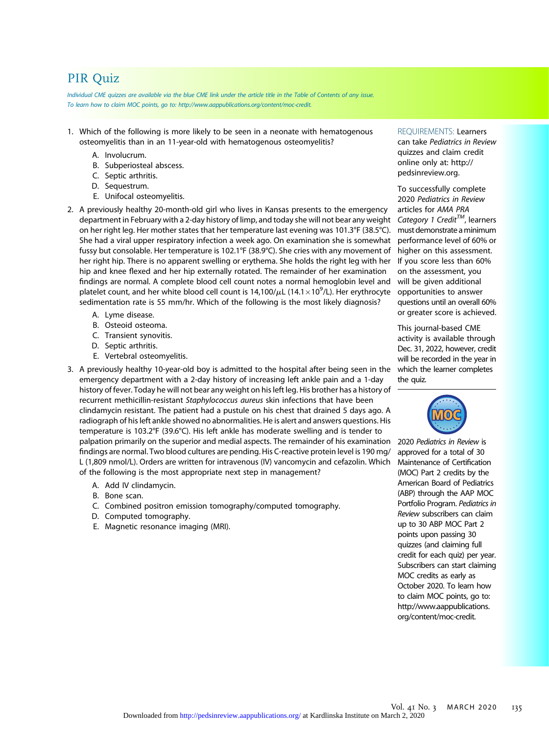# PIR Quiz

*Individual CME quizzes are available via the blue CME link under the article title in the Table of Contents of any issue.*
*To learn how to claim MOC points, go to: http://www.aappublications.org/content/moc-credit.*

1. Which of the following is more likely to be seen in a neonate with hematogenous osteomyelitis than in an 11-year-old with hematogenous osteomyelitis?

   A. Involucrum.
   B. Subperiosteal abscess.
   C. Septic arthritis.
   D. Sequestrum.
   E. Unifocal osteomyelitis.

2. A previously healthy 20-month-old girl who lives in Kansas presents to the emergency department in February with a 2-day history of limp, and today she will not bear any weight on her right leg. Her mother states that her temperature last evening was 101.3°F (38.5°C). She had a viral upper respiratory infection a week ago. On examination she is somewhat fussy but consolable. Her temperature is 102.1°F (38.9°C). She cries with any movement of her right hip. There is no apparent swelling or erythema. She holds the right leg with her hip and knee flexed and her hip externally rotated. The remainder of her examination findings are normal. A complete blood cell count notes a normal hemoglobin level and platelet count, and her white blood cell count is 14,100/$\mu$L ($14.1 \times 10^9$/L). Her erythrocyte sedimentation rate is 55 mm/hr. Which of the following is the most likely diagnosis?

   A. Lyme disease.
   B. Osteoid osteoma.
   C. Transient synovitis.
   D. Septic arthritis.
   E. Vertebral osteomyelitis.

3. A previously healthy 10-year-old boy is admitted to the hospital after being seen in the emergency department with a 2-day history of increasing left ankle pain and a 1-day history of fever. Today he will not bear any weight on his left leg. His brother has a history of recurrent methicillin-resistant *Staphylococcus aureus* skin infections that have been clindamycin resistant. The patient had a pustule on his chest that drained 5 days ago. A radiograph of his left ankle showed no abnormalities. He is alert and answers questions. His temperature is 103.2°F (39.6°C). His left ankle has moderate swelling and is tender to palpation primarily on the superior and medial aspects. The remainder of his examination findings are normal. Two blood cultures are pending. His C-reactive protein level is 190 mg/L (1,809 nmol/L). Orders are written for intravenous (IV) vancomycin and cefazolin. Which of the following is the most appropriate next step in management?

   A. Add IV clindamycin.
   B. Bone scan.
   C. Combined positron emission tomography/computed tomography.
   D. Computed tomography.
   E. Magnetic resonance imaging (MRI).

REQUIREMENTS: Learners can take *Pediatrics in Review* quizzes and claim credit online only at: http://pedsinreview.org.

To successfully complete 2020 *Pediatrics in Review* articles for *AMA PRA Category 1 Credit*™, learners must demonstrate a minimum performance level of 60% or higher on this assessment. If you score less than 60% on the assessment, you will be given additional opportunities to answer questions until an overall 60% or greater score is achieved.

This journal-based CME activity is available through Dec. 31, 2022, however, credit will be recorded in the year in which the learner completes the quiz.

2020 *Pediatrics in Review* is approved for a total of 30 Maintenance of Certification (MOC) Part 2 credits by the American Board of Pediatrics (ABP) through the AAP MOC Portfolio Program. *Pediatrics in Review* subscribers can claim up to 30 ABP MOC Part 2 points upon passing 30 quizzes (and claiming full credit for each quiz) per year. Subscribers can start claiming MOC credits as early as October 2020. To learn how to claim MOC points, go to: http://www.aappublications.org/content/moc-credit.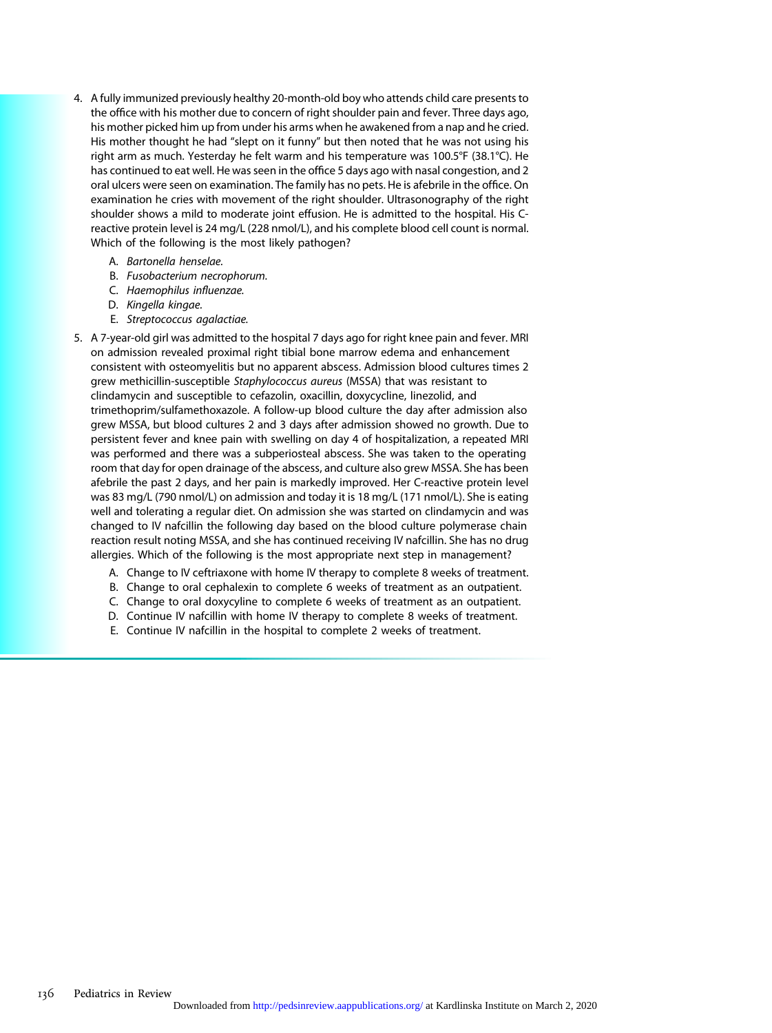4. A fully immunized previously healthy 20-month-old boy who attends child care presents to the office with his mother due to concern of right shoulder pain and fever. Three days ago, his mother picked him up from under his arms when he awakened from a nap and he cried. His mother thought he had "slept on it funny" but then noted that he was not using his right arm as much. Yesterday he felt warm and his temperature was 100.5°F (38.1°C). He has continued to eat well. He was seen in the office 5 days ago with nasal congestion, and 2 oral ulcers were seen on examination. The family has no pets. He is afebrile in the office. On examination he cries with movement of the right shoulder. Ultrasonography of the right shoulder shows a mild to moderate joint effusion. He is admitted to the hospital. His C-reactive protein level is 24 mg/L (228 nmol/L), and his complete blood cell count is normal. Which of the following is the most likely pathogen?

    A. *Bartonella henselae.*
    B. *Fusobacterium necrophorum.*
    C. *Haemophilus influenzae.*
    D. *Kingella kingae.*
    E. *Streptococcus agalactiae.*

5. A 7-year-old girl was admitted to the hospital 7 days ago for right knee pain and fever. MRI on admission revealed proximal right tibial bone marrow edema and enhancement consistent with osteomyelitis but no apparent abscess. Admission blood cultures times 2 grew methicillin-susceptible *Staphylococcus aureus* (MSSA) that was resistant to clindamycin and susceptible to cefazolin, oxacillin, doxycycline, linezolid, and trimethoprim/sulfamethoxazole. A follow-up blood culture the day after admission also grew MSSA, but blood cultures 2 and 3 days after admission showed no growth. Due to persistent fever and knee pain with swelling on day 4 of hospitalization, a repeated MRI was performed and there was a subperiosteal abscess. She was taken to the operating room that day for open drainage of the abscess, and culture also grew MSSA. She has been afebrile the past 2 days, and her pain is markedly improved. Her C-reactive protein level was 83 mg/L (790 nmol/L) on admission and today it is 18 mg/L (171 nmol/L). She is eating well and tolerating a regular diet. On admission she was started on clindamycin and was changed to IV nafcillin the following day based on the blood culture polymerase chain reaction result noting MSSA, and she has continued receiving IV nafcillin. She has no drug allergies. Which of the following is the most appropriate next step in management?

    A. Change to IV ceftriaxone with home IV therapy to complete 8 weeks of treatment.
    B. Change to oral cephalexin to complete 6 weeks of treatment as an outpatient.
    C. Change to oral doxycyline to complete 6 weeks of treatment as an outpatient.
    D. Continue IV nafcillin with home IV therapy to complete 8 weeks of treatment.
    E. Continue IV nafcillin in the hospital to complete 2 weeks of treatment.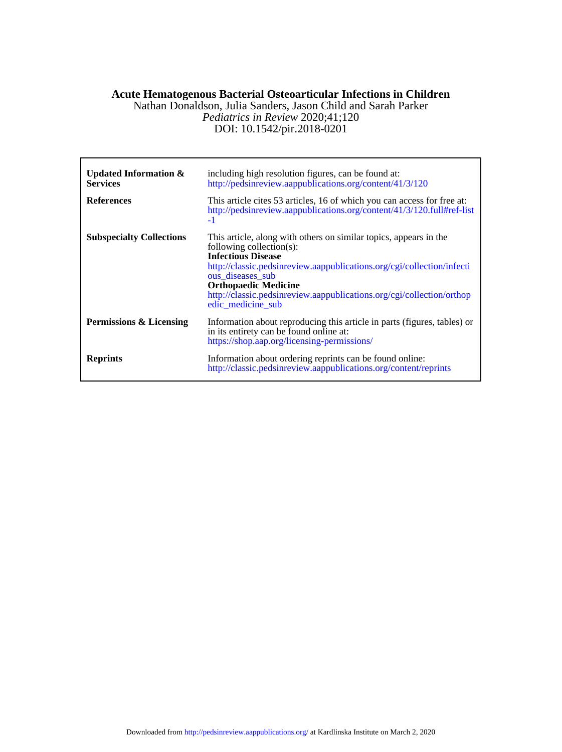**Acute Hematogenous Bacterial Osteoarticular Infections in Children**

Nathan Donaldson, Julia Sanders, Jason Child and Sarah Parker

*Pediatrics in Review* 2020;41;120

DOI: 10.1542/pir.2018-0201

| | |
|---|---|
| **Updated Information & Services** | including high resolution figures, can be found at: http://pedsinreview.aappublications.org/content/41/3/120 |
| **References** | This article cites 53 articles, 16 of which you can access for free at: http://pedsinreview.aappublications.org/content/41/3/120.full#ref-list-1 |
| **Subspecialty Collections** | This article, along with others on similar topics, appears in the following collection(s): **Infectious Disease** http://classic.pedsinreview.aappublications.org/cgi/collection/infectious_diseases_sub **Orthopaedic Medicine** http://classic.pedsinreview.aappublications.org/cgi/collection/orthopedic_medicine_sub |
| **Permissions & Licensing** | Information about reproducing this article in parts (figures, tables) or in its entirety can be found online at: https://shop.aap.org/licensing-permissions/ |
| **Reprints** | Information about ordering reprints can be found online: http://classic.pedsinreview.aappublications.org/content/reprints |

Downloaded from http://pedsinreview.aappublications.org/ at Kardlinska Institute on March 2, 2020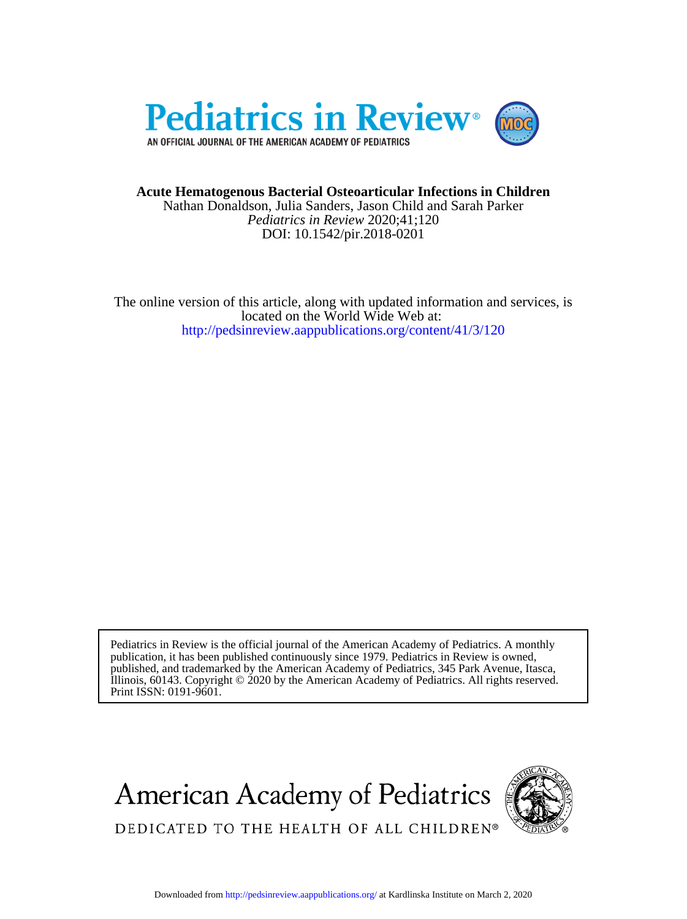# Pediatrics in Review®

AN OFFICIAL JOURNAL OF THE AMERICAN ACADEMY OF PEDIATRICS

**Acute Hematogenous Bacterial Osteoarticular Infections in Children**

Nathan Donaldson, Julia Sanders, Jason Child and Sarah Parker

*Pediatrics in Review* 2020;41;120

DOI: 10.1542/pir.2018-0201

The online version of this article, along with updated information and services, is located on the World Wide Web at:

http://pedsinreview.aappublications.org/content/41/3/120

Pediatrics in Review is the official journal of the American Academy of Pediatrics. A monthly publication, it has been published continuously since 1979. Pediatrics in Review is owned, published, and trademarked by the American Academy of Pediatrics, 345 Park Avenue, Itasca, Illinois, 60143. Copyright © 2020 by the American Academy of Pediatrics. All rights reserved. Print ISSN: 0191-9601.

American Academy of Pediatrics

DEDICATED TO THE HEALTH OF ALL CHILDREN®

Downloaded from http://pedsinreview.aappublications.org/ at Kardlinska Institute on March 2, 2020